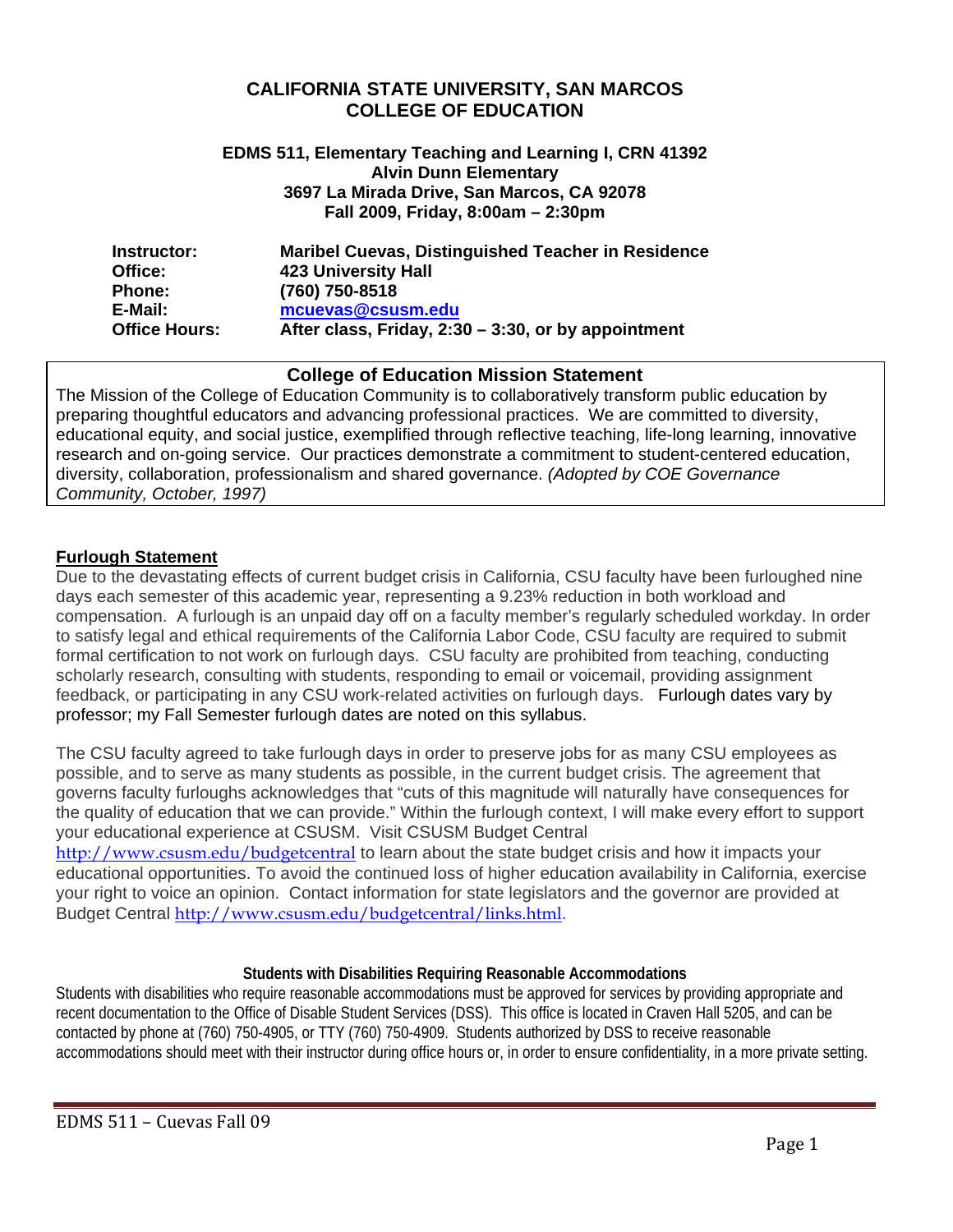# CALIFORNIA STATE UNIVERSITY, SAN MARCOS
# COLLEGE OF EDUCATION

**EDMS 511, Elementary Teaching and Learning I, CRN 41392**
**Alvin Dunn Elementary**
**3697 La Mirada Drive, San Marcos, CA 92078**
**Fall 2009, Friday, 8:00am – 2:30pm**

| | |
|---|---|
| **Instructor:** | **Maribel Cuevas, Distinguished Teacher in Residence** |
| **Office:** | **423 University Hall** |
| **Phone:** | **(760) 750-8518** |
| **E-Mail:** | **mcuevas@csusm.edu** |
| **Office Hours:** | **After class, Friday, 2:30 – 3:30, or by appointment** |

## College of Education Mission Statement

The Mission of the College of Education Community is to collaboratively transform public education by preparing thoughtful educators and advancing professional practices. We are committed to diversity, educational equity, and social justice, exemplified through reflective teaching, life-long learning, innovative research and on-going service. Our practices demonstrate a commitment to student-centered education, diversity, collaboration, professionalism and shared governance. *(Adopted by COE Governance Community, October, 1997)*

## Furlough Statement

Due to the devastating effects of current budget crisis in California, CSU faculty have been furloughed nine days each semester of this academic year, representing a 9.23% reduction in both workload and compensation. A furlough is an unpaid day off on a faculty member's regularly scheduled workday. In order to satisfy legal and ethical requirements of the California Labor Code, CSU faculty are required to submit formal certification to not work on furlough days. CSU faculty are prohibited from teaching, conducting scholarly research, consulting with students, responding to email or voicemail, providing assignment feedback, or participating in any CSU work-related activities on furlough days. Furlough dates vary by professor; my Fall Semester furlough dates are noted on this syllabus.

The CSU faculty agreed to take furlough days in order to preserve jobs for as many CSU employees as possible, and to serve as many students as possible, in the current budget crisis. The agreement that governs faculty furloughs acknowledges that "cuts of this magnitude will naturally have consequences for the quality of education that we can provide." Within the furlough context, I will make every effort to support your educational experience at CSUSM. Visit CSUSM Budget Central http://www.csusm.edu/budgetcentral to learn about the state budget crisis and how it impacts your educational opportunities. To avoid the continued loss of higher education availability in California, exercise your right to voice an opinion. Contact information for state legislators and the governor are provided at Budget Central http://www.csusm.edu/budgetcentral/links.html.

### Students with Disabilities Requiring Reasonable Accommodations

Students with disabilities who require reasonable accommodations must be approved for services by providing appropriate and recent documentation to the Office of Disable Student Services (DSS). This office is located in Craven Hall 5205, and can be contacted by phone at (760) 750-4905, or TTY (760) 750-4909. Students authorized by DSS to receive reasonable accommodations should meet with their instructor during office hours or, in order to ensure confidentiality, in a more private setting.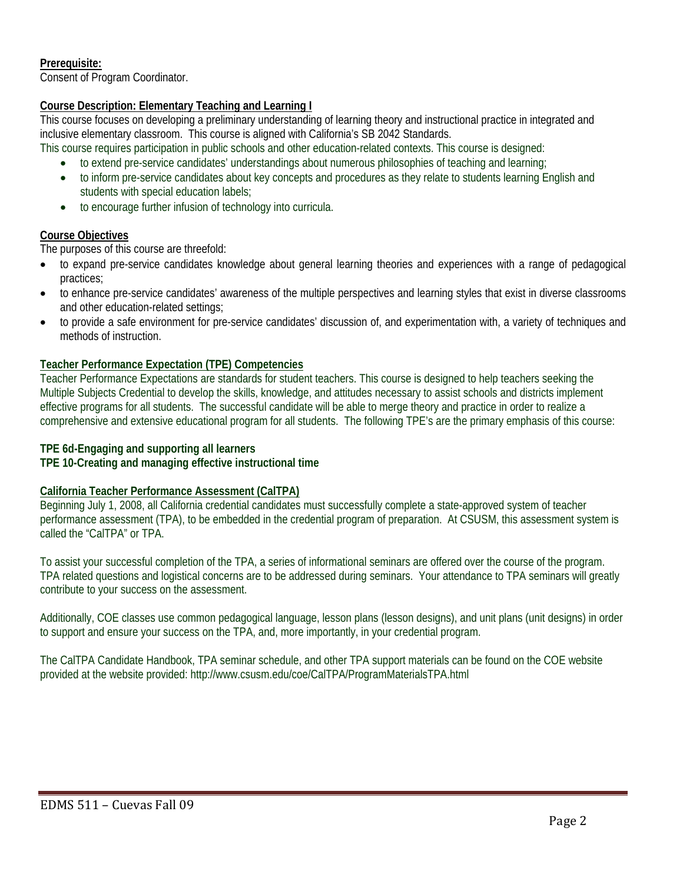**Prerequisite:**
Consent of Program Coordinator.

**Course Description: Elementary Teaching and Learning I**
This course focuses on developing a preliminary understanding of learning theory and instructional practice in integrated and inclusive elementary classroom. This course is aligned with California's SB 2042 Standards.
This course requires participation in public schools and other education-related contexts. This course is designed:

- to extend pre-service candidates' understandings about numerous philosophies of teaching and learning;
- to inform pre-service candidates about key concepts and procedures as they relate to students learning English and students with special education labels;
- to encourage further infusion of technology into curricula.

**Course Objectives**
The purposes of this course are threefold:

- to expand pre-service candidates knowledge about general learning theories and experiences with a range of pedagogical practices;
- to enhance pre-service candidates' awareness of the multiple perspectives and learning styles that exist in diverse classrooms and other education-related settings;
- to provide a safe environment for pre-service candidates' discussion of, and experimentation with, a variety of techniques and methods of instruction.

**Teacher Performance Expectation (TPE) Competencies**
Teacher Performance Expectations are standards for student teachers. This course is designed to help teachers seeking the Multiple Subjects Credential to develop the skills, knowledge, and attitudes necessary to assist schools and districts implement effective programs for all students. The successful candidate will be able to merge theory and practice in order to realize a comprehensive and extensive educational program for all students. The following TPE's are the primary emphasis of this course:

**TPE 6d-Engaging and supporting all learners**
**TPE 10-Creating and managing effective instructional time**

**California Teacher Performance Assessment (CalTPA)**
Beginning July 1, 2008, all California credential candidates must successfully complete a state-approved system of teacher performance assessment (TPA), to be embedded in the credential program of preparation. At CSUSM, this assessment system is called the "CalTPA" or TPA.

To assist your successful completion of the TPA, a series of informational seminars are offered over the course of the program. TPA related questions and logistical concerns are to be addressed during seminars. Your attendance to TPA seminars will greatly contribute to your success on the assessment.

Additionally, COE classes use common pedagogical language, lesson plans (lesson designs), and unit plans (unit designs) in order to support and ensure your success on the TPA, and, more importantly, in your credential program.

The CalTPA Candidate Handbook, TPA seminar schedule, and other TPA support materials can be found on the COE website provided at the website provided: http://www.csusm.edu/coe/CalTPA/ProgramMaterialsTPA.html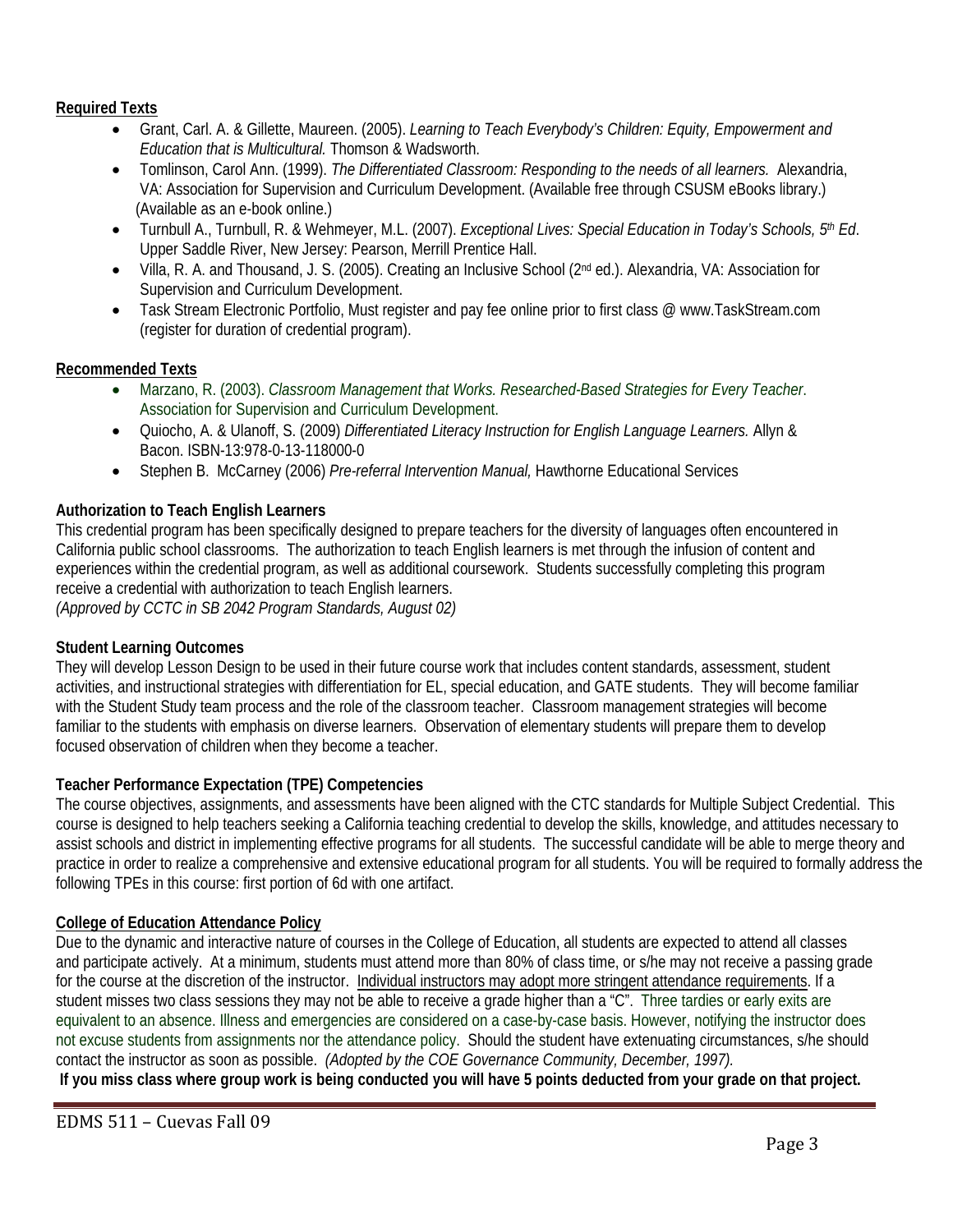**Required Texts**

- Grant, Carl. A. & Gillette, Maureen. (2005). *Learning to Teach Everybody's Children: Equity, Empowerment and Education that is Multicultural.* Thomson & Wadsworth.
- Tomlinson, Carol Ann. (1999). *The Differentiated Classroom: Responding to the needs of all learners.* Alexandria, VA: Association for Supervision and Curriculum Development. (Available free through CSUSM eBooks library.) (Available as an e-book online.)
- Turnbull A., Turnbull, R. & Wehmeyer, M.L. (2007). *Exceptional Lives: Special Education in Today's Schools, 5th Ed*. Upper Saddle River, New Jersey: Pearson, Merrill Prentice Hall.
- Villa, R. A. and Thousand, J. S. (2005). Creating an Inclusive School (2nd ed.). Alexandria, VA: Association for Supervision and Curriculum Development.
- Task Stream Electronic Portfolio, Must register and pay fee online prior to first class @ www.TaskStream.com (register for duration of credential program).

**Recommended Texts**

- Marzano, R. (2003). *Classroom Management that Works. Researched-Based Strategies for Every Teacher*. Association for Supervision and Curriculum Development.
- Quiocho, A. & Ulanoff, S. (2009) *Differentiated Literacy Instruction for English Language Learners.* Allyn & Bacon. ISBN-13:978-0-13-118000-0
- Stephen B. McCarney (2006) *Pre-referral Intervention Manual,* Hawthorne Educational Services

**Authorization to Teach English Learners**

This credential program has been specifically designed to prepare teachers for the diversity of languages often encountered in California public school classrooms. The authorization to teach English learners is met through the infusion of content and experiences within the credential program, as well as additional coursework. Students successfully completing this program receive a credential with authorization to teach English learners.
*(Approved by CCTC in SB 2042 Program Standards, August 02)*

**Student Learning Outcomes**

They will develop Lesson Design to be used in their future course work that includes content standards, assessment, student activities, and instructional strategies with differentiation for EL, special education, and GATE students. They will become familiar with the Student Study team process and the role of the classroom teacher. Classroom management strategies will become familiar to the students with emphasis on diverse learners. Observation of elementary students will prepare them to develop focused observation of children when they become a teacher.

**Teacher Performance Expectation (TPE) Competencies**

The course objectives, assignments, and assessments have been aligned with the CTC standards for Multiple Subject Credential. This course is designed to help teachers seeking a California teaching credential to develop the skills, knowledge, and attitudes necessary to assist schools and district in implementing effective programs for all students. The successful candidate will be able to merge theory and practice in order to realize a comprehensive and extensive educational program for all students. You will be required to formally address the following TPEs in this course: first portion of 6d with one artifact.

**College of Education Attendance Policy**

Due to the dynamic and interactive nature of courses in the College of Education, all students are expected to attend all classes and participate actively. At a minimum, students must attend more than 80% of class time, or s/he may not receive a passing grade for the course at the discretion of the instructor. Individual instructors may adopt more stringent attendance requirements. If a student misses two class sessions they may not be able to receive a grade higher than a "C". Three tardies or early exits are equivalent to an absence. Illness and emergencies are considered on a case-by-case basis. However, notifying the instructor does not excuse students from assignments nor the attendance policy. Should the student have extenuating circumstances, s/he should contact the instructor as soon as possible. *(Adopted by the COE Governance Community, December, 1997).*

**If you miss class where group work is being conducted you will have 5 points deducted from your grade on that project.**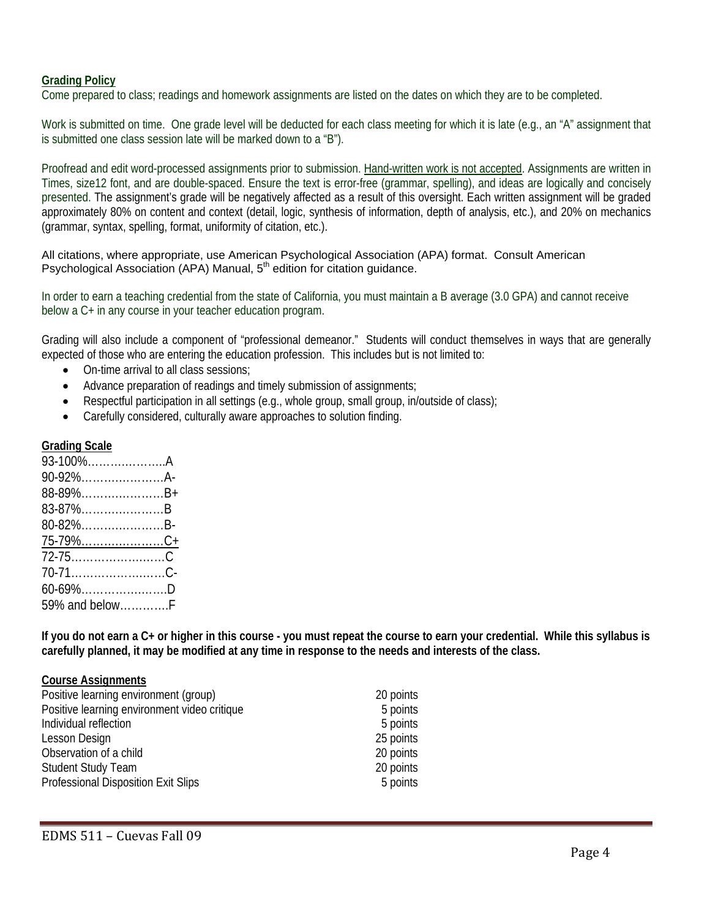**Grading Policy**

Come prepared to class; readings and homework assignments are listed on the dates on which they are to be completed.

Work is submitted on time. One grade level will be deducted for each class meeting for which it is late (e.g., an "A" assignment that is submitted one class session late will be marked down to a "B").

Proofread and edit word-processed assignments prior to submission. Hand-written work is not accepted. Assignments are written in Times, size12 font, and are double-spaced. Ensure the text is error-free (grammar, spelling), and ideas are logically and concisely presented. The assignment's grade will be negatively affected as a result of this oversight. Each written assignment will be graded approximately 80% on content and context (detail, logic, synthesis of information, depth of analysis, etc.), and 20% on mechanics (grammar, syntax, spelling, format, uniformity of citation, etc.).

All citations, where appropriate, use American Psychological Association (APA) format. Consult American Psychological Association (APA) Manual, 5th edition for citation guidance.

In order to earn a teaching credential from the state of California, you must maintain a B average (3.0 GPA) and cannot receive below a C+ in any course in your teacher education program.

Grading will also include a component of "professional demeanor." Students will conduct themselves in ways that are generally expected of those who are entering the education profession. This includes but is not limited to:

- On-time arrival to all class sessions;
- Advance preparation of readings and timely submission of assignments;
- Respectful participation in all settings (e.g., whole group, small group, in/outside of class);
- Carefully considered, culturally aware approaches to solution finding.

**Grading Scale**

93-100%………………..A
90-92%…………………A-
88-89%…………………B+
83-87%…………………B
80-82%…………………B-
75-79%…………………C+
72-75……………………C
70-71……………………C-
60-69%…………………..D
59% and below…………F

**If you do not earn a C+ or higher in this course - you must repeat the course to earn your credential. While this syllabus is carefully planned, it may be modified at any time in response to the needs and interests of the class.**

**Course Assignments**

| Assignment | Points |
|---|---|
| Positive learning environment (group) | 20 points |
| Positive learning environment video critique | 5 points |
| Individual reflection | 5 points |
| Lesson Design | 25 points |
| Observation of a child | 20 points |
| Student Study Team | 20 points |
| Professional Disposition Exit Slips | 5 points |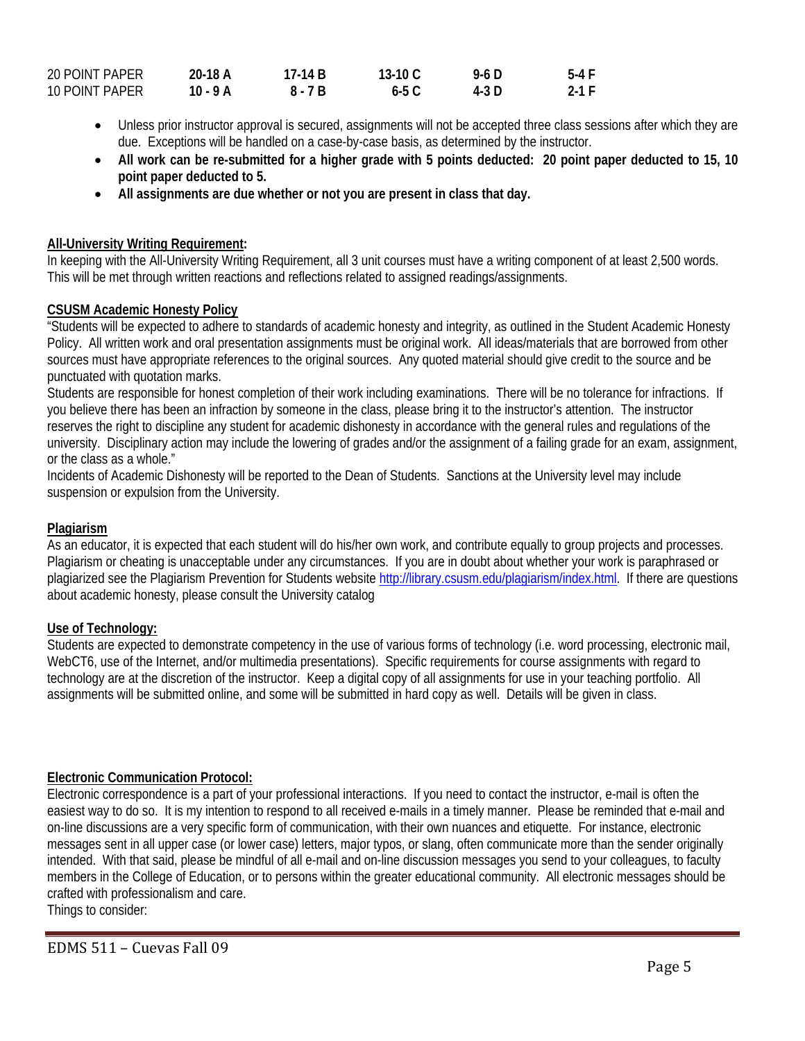| | | | | | |
|---|---|---|---|---|---|
| 20 POINT PAPER | **20-18 A** | **17-14 B** | **13-10 C** | **9-6 D** | **5-4 F** |
| 10 POINT PAPER | **10 - 9 A** | **8 - 7 B** | **6-5 C** | **4-3 D** | **2-1 F** |

- Unless prior instructor approval is secured, assignments will not be accepted three class sessions after which they are due. Exceptions will be handled on a case-by-case basis, as determined by the instructor.
- **All work can be re-submitted for a higher grade with 5 points deducted: 20 point paper deducted to 15, 10 point paper deducted to 5.**
- **All assignments are due whether or not you are present in class that day.**

**All-University Writing Requirement:**

In keeping with the All-University Writing Requirement, all 3 unit courses must have a writing component of at least 2,500 words. This will be met through written reactions and reflections related to assigned readings/assignments.

**CSUSM Academic Honesty Policy**

"Students will be expected to adhere to standards of academic honesty and integrity, as outlined in the Student Academic Honesty Policy. All written work and oral presentation assignments must be original work. All ideas/materials that are borrowed from other sources must have appropriate references to the original sources. Any quoted material should give credit to the source and be punctuated with quotation marks.

Students are responsible for honest completion of their work including examinations. There will be no tolerance for infractions. If you believe there has been an infraction by someone in the class, please bring it to the instructor's attention. The instructor reserves the right to discipline any student for academic dishonesty in accordance with the general rules and regulations of the university. Disciplinary action may include the lowering of grades and/or the assignment of a failing grade for an exam, assignment, or the class as a whole."

Incidents of Academic Dishonesty will be reported to the Dean of Students. Sanctions at the University level may include suspension or expulsion from the University.

**Plagiarism**

As an educator, it is expected that each student will do his/her own work, and contribute equally to group projects and processes. Plagiarism or cheating is unacceptable under any circumstances. If you are in doubt about whether your work is paraphrased or plagiarized see the Plagiarism Prevention for Students website http://library.csusm.edu/plagiarism/index.html. If there are questions about academic honesty, please consult the University catalog

**Use of Technology:**

Students are expected to demonstrate competency in the use of various forms of technology (i.e. word processing, electronic mail, WebCT6, use of the Internet, and/or multimedia presentations). Specific requirements for course assignments with regard to technology are at the discretion of the instructor. Keep a digital copy of all assignments for use in your teaching portfolio. All assignments will be submitted online, and some will be submitted in hard copy as well. Details will be given in class.

**Electronic Communication Protocol:**

Electronic correspondence is a part of your professional interactions. If you need to contact the instructor, e-mail is often the easiest way to do so. It is my intention to respond to all received e-mails in a timely manner. Please be reminded that e-mail and on-line discussions are a very specific form of communication, with their own nuances and etiquette. For instance, electronic messages sent in all upper case (or lower case) letters, major typos, or slang, often communicate more than the sender originally intended. With that said, please be mindful of all e-mail and on-line discussion messages you send to your colleagues, to faculty members in the College of Education, or to persons within the greater educational community. All electronic messages should be crafted with professionalism and care.

Things to consider: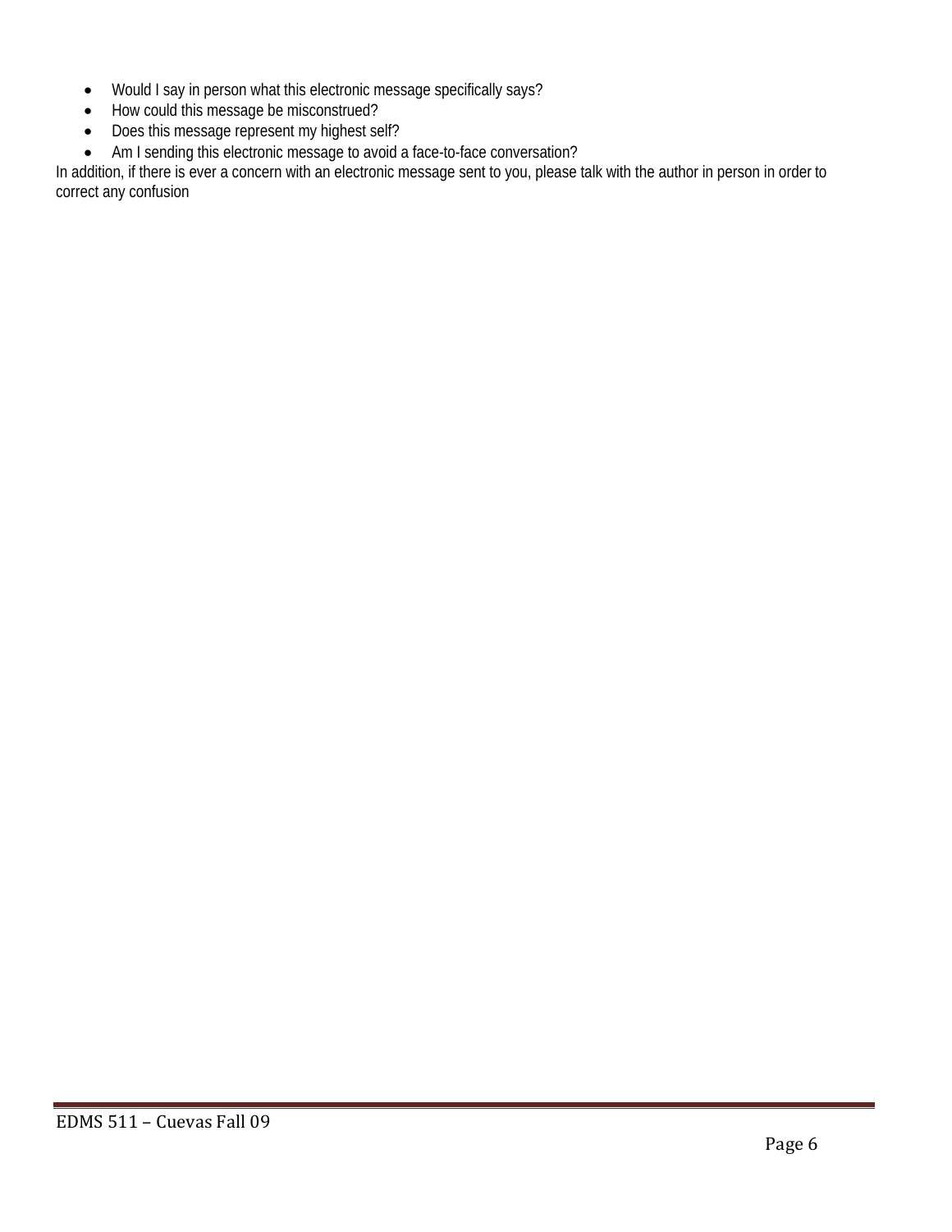- Would I say in person what this electronic message specifically says?
- How could this message be misconstrued?
- Does this message represent my highest self?
- Am I sending this electronic message to avoid a face-to-face conversation?

In addition, if there is ever a concern with an electronic message sent to you, please talk with the author in person in order to correct any confusion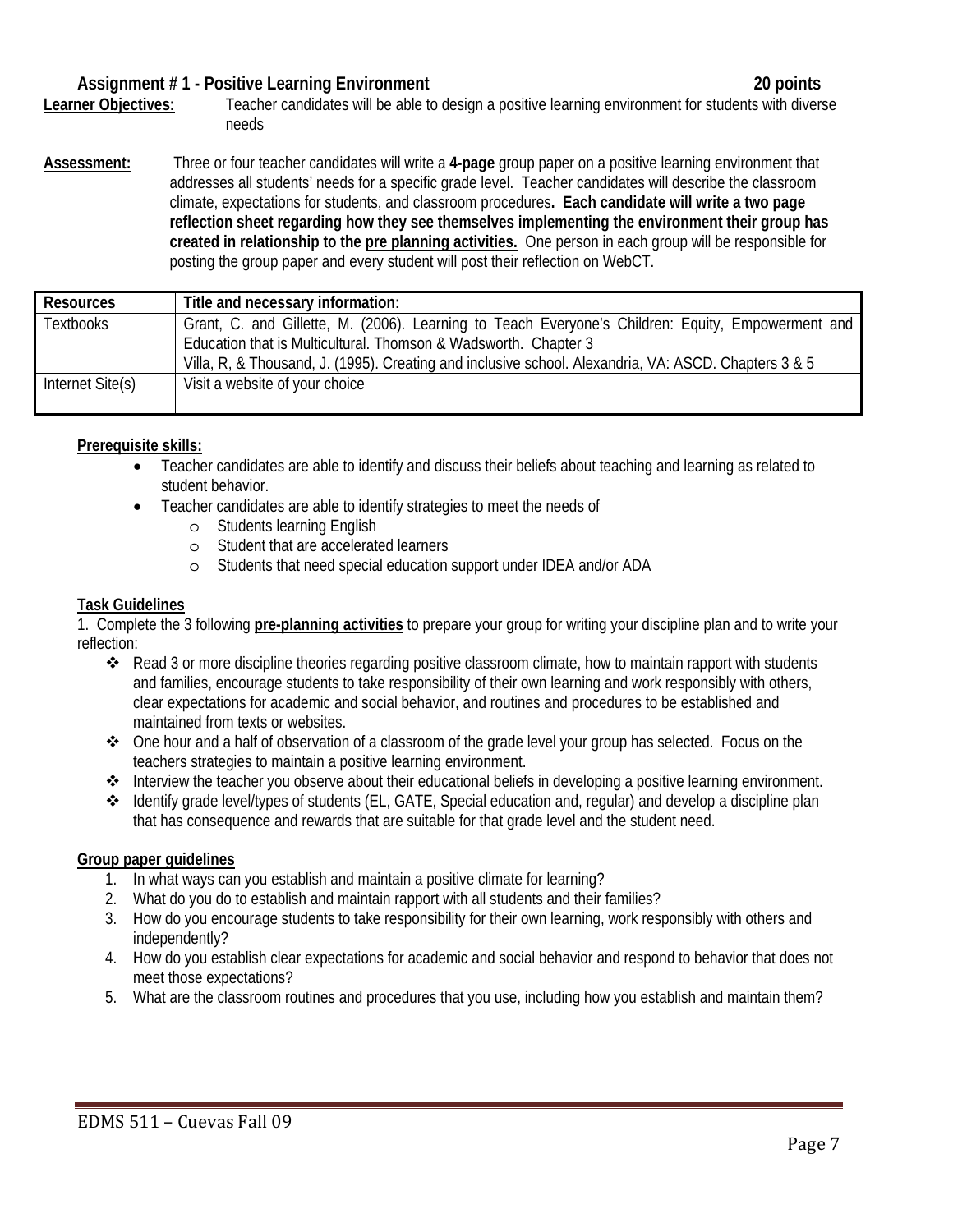## Assignment # 1 - Positive Learning Environment — 20 points

**Learner Objectives:** Teacher candidates will be able to design a positive learning environment for students with diverse needs

**Assessment:** Three or four teacher candidates will write a **4-page** group paper on a positive learning environment that addresses all students' needs for a specific grade level. Teacher candidates will describe the classroom climate, expectations for students, and classroom procedures**. Each candidate will write a two page reflection sheet regarding how they see themselves implementing the environment their group has created in relationship to the pre planning activities.** One person in each group will be responsible for posting the group paper and every student will post their reflection on WebCT.

| Resources | Title and necessary information: |
|---|---|
| Textbooks | Grant, C. and Gillette, M. (2006). Learning to Teach Everyone's Children: Equity, Empowerment and Education that is Multicultural. Thomson & Wadsworth. Chapter 3<br>Villa, R, & Thousand, J. (1995). Creating and inclusive school. Alexandria, VA: ASCD. Chapters 3 & 5 |
| Internet Site(s) | Visit a website of your choice |

**Prerequisite skills:**

- Teacher candidates are able to identify and discuss their beliefs about teaching and learning as related to student behavior.
- Teacher candidates are able to identify strategies to meet the needs of
  - Students learning English
  - Student that are accelerated learners
  - Students that need special education support under IDEA and/or ADA

**Task Guidelines**

1. Complete the 3 following **pre-planning activities** to prepare your group for writing your discipline plan and to write your reflection:
   - Read 3 or more discipline theories regarding positive classroom climate, how to maintain rapport with students and families, encourage students to take responsibility of their own learning and work responsibly with others, clear expectations for academic and social behavior, and routines and procedures to be established and maintained from texts or websites.
   - One hour and a half of observation of a classroom of the grade level your group has selected. Focus on the teachers strategies to maintain a positive learning environment.
   - Interview the teacher you observe about their educational beliefs in developing a positive learning environment.
   - Identify grade level/types of students (EL, GATE, Special education and, regular) and develop a discipline plan that has consequence and rewards that are suitable for that grade level and the student need.

**Group paper guidelines**

1. In what ways can you establish and maintain a positive climate for learning?
2. What do you do to establish and maintain rapport with all students and their families?
3. How do you encourage students to take responsibility for their own learning, work responsibly with others and independently?
4. How do you establish clear expectations for academic and social behavior and respond to behavior that does not meet those expectations?
5. What are the classroom routines and procedures that you use, including how you establish and maintain them?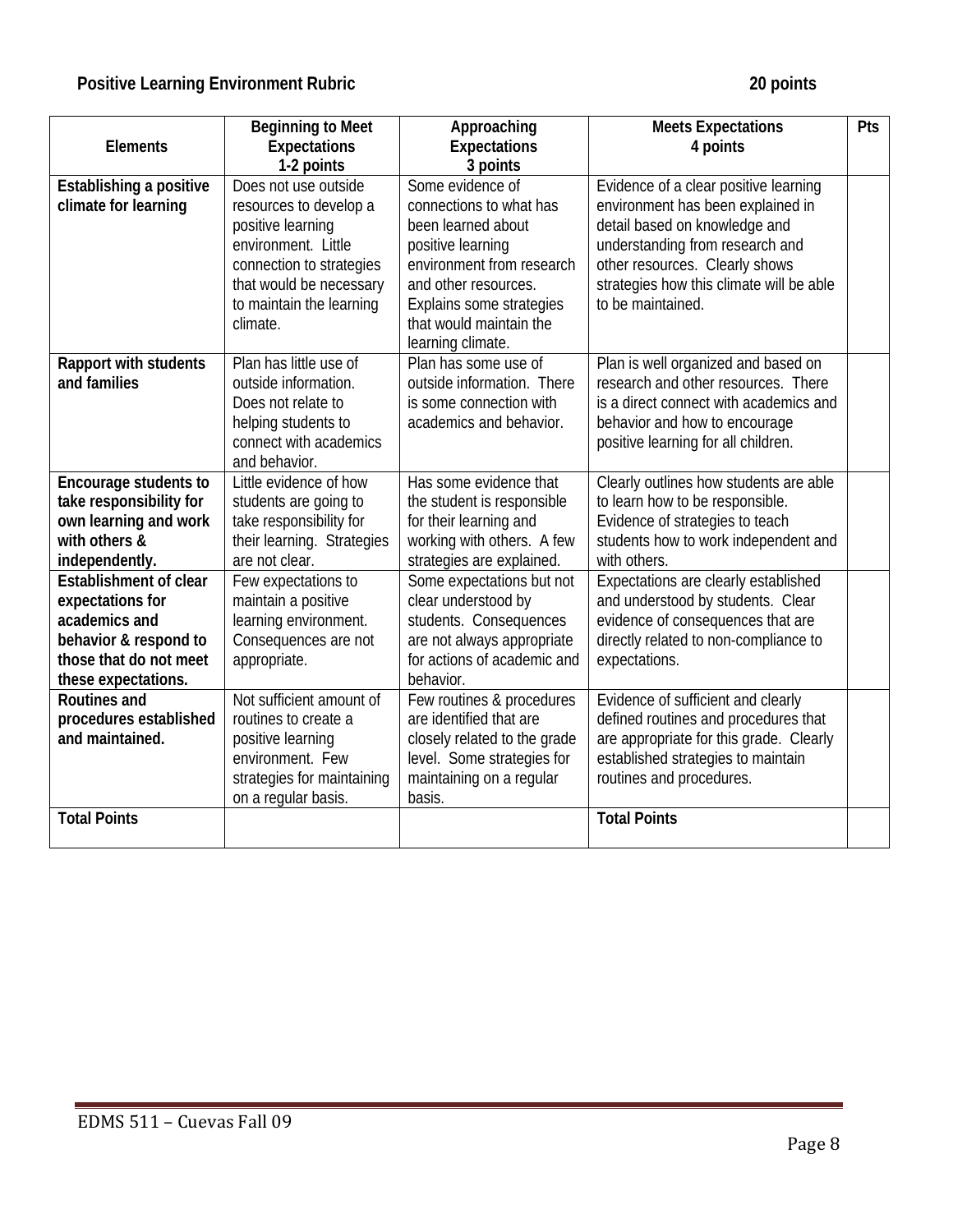**Positive Learning Environment Rubric 20 points**

| Elements | Beginning to Meet Expectations 1-2 points | Approaching Expectations 3 points | Meets Expectations 4 points | Pts |
|---|---|---|---|---|
| **Establishing a positive climate for learning** | Does not use outside resources to develop a positive learning environment. Little connection to strategies that would be necessary to maintain the learning climate. | Some evidence of connections to what has been learned about positive learning environment from research and other resources. Explains some strategies that would maintain the learning climate. | Evidence of a clear positive learning environment has been explained in detail based on knowledge and understanding from research and other resources. Clearly shows strategies how this climate will be able to be maintained. | |
| **Rapport with students and families** | Plan has little use of outside information. Does not relate to helping students to connect with academics and behavior. | Plan has some use of outside information. There is some connection with academics and behavior. | Plan is well organized and based on research and other resources. There is a direct connect with academics and behavior and how to encourage positive learning for all children. | |
| **Encourage students to take responsibility for own learning and work with others & independently.** | Little evidence of how students are going to take responsibility for their learning. Strategies are not clear. | Has some evidence that the student is responsible for their learning and working with others. A few strategies are explained. | Clearly outlines how students are able to learn how to be responsible. Evidence of strategies to teach students how to work independent and with others. | |
| **Establishment of clear expectations for academics and behavior & respond to those that do not meet these expectations.** | Few expectations to maintain a positive learning environment. Consequences are not appropriate. | Some expectations but not clear understood by students. Consequences are not always appropriate for actions of academic and behavior. | Expectations are clearly established and understood by students. Clear evidence of consequences that are directly related to non-compliance to expectations. | |
| **Routines and procedures established and maintained.** | Not sufficient amount of routines to create a positive learning environment. Few strategies for maintaining on a regular basis. | Few routines & procedures are identified that are closely related to the grade level. Some strategies for maintaining on a regular basis. | Evidence of sufficient and clearly defined routines and procedures that are appropriate for this grade. Clearly established strategies to maintain routines and procedures. | |
| **Total Points** | | | **Total Points** | |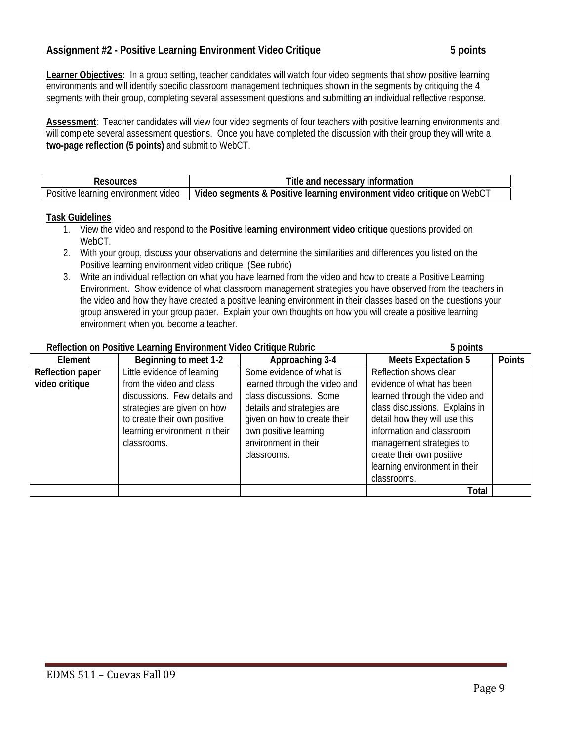## Assignment #2 - Positive Learning Environment Video Critique 5 points

**Learner Objectives:** In a group setting, teacher candidates will watch four video segments that show positive learning environments and will identify specific classroom management techniques shown in the segments by critiquing the 4 segments with their group, completing several assessment questions and submitting an individual reflective response.

**Assessment**: Teacher candidates will view four video segments of four teachers with positive learning environments and will complete several assessment questions. Once you have completed the discussion with their group they will write a **two-page reflection (5 points)** and submit to WebCT.

| Resources | Title and necessary information |
|---|---|
| Positive learning environment video | **Video segments & Positive learning environment video critique** on WebCT |

**Task Guidelines**

1. View the video and respond to the **Positive learning environment video critique** questions provided on WebCT.
2. With your group, discuss your observations and determine the similarities and differences you listed on the Positive learning environment video critique (See rubric)
3. Write an individual reflection on what you have learned from the video and how to create a Positive Learning Environment. Show evidence of what classroom management strategies you have observed from the teachers in the video and how they have created a positive leaning environment in their classes based on the questions your group answered in your group paper. Explain your own thoughts on how you will create a positive learning environment when you become a teacher.

**Reflection on Positive Learning Environment Video Critique Rubric 5 points**

| Element | Beginning to meet 1-2 | Approaching 3-4 | Meets Expectation 5 | Points |
|---|---|---|---|---|
| **Reflection paper video critique** | Little evidence of learning from the video and class discussions. Few details and strategies are given on how to create their own positive learning environment in their classrooms. | Some evidence of what is learned through the video and class discussions. Some details and strategies are given on how to create their own positive learning environment in their classrooms. | Reflection shows clear evidence of what has been learned through the video and class discussions. Explains in detail how they will use this information and classroom management strategies to create their own positive learning environment in their classrooms. | |
| | | | **Total** | |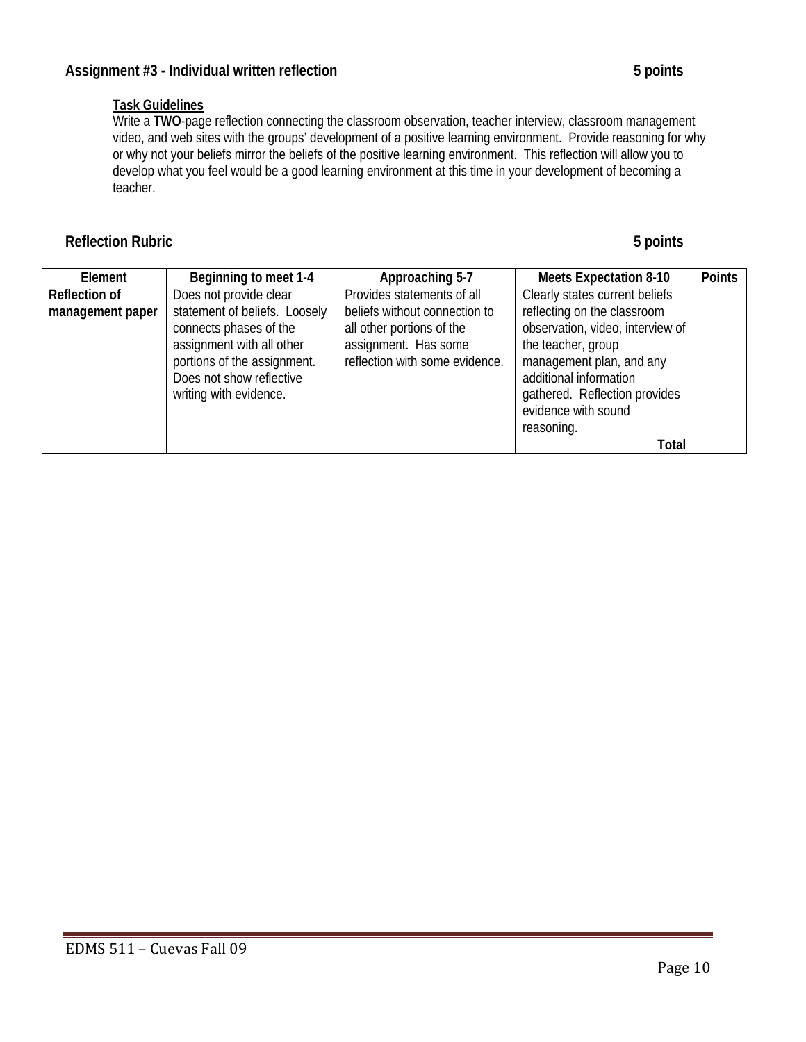## Assignment #3 - Individual written reflection 5 points

**Task Guidelines**

Write a **TWO**-page reflection connecting the classroom observation, teacher interview, classroom management video, and web sites with the groups' development of a positive learning environment. Provide reasoning for why or why not your beliefs mirror the beliefs of the positive learning environment. This reflection will allow you to develop what you feel would be a good learning environment at this time in your development of becoming a teacher.

## Reflection Rubric 5 points

| Element | Beginning to meet 1-4 | Approaching 5-7 | Meets Expectation 8-10 | Points |
|---|---|---|---|---|
| **Reflection of management paper** | Does not provide clear statement of beliefs. Loosely connects phases of the assignment with all other portions of the assignment. Does not show reflective writing with evidence. | Provides statements of all beliefs without connection to all other portions of the assignment. Has some reflection with some evidence. | Clearly states current beliefs reflecting on the classroom observation, video, interview of the teacher, group management plan, and any additional information gathered. Reflection provides evidence with sound reasoning. | |
| | | | **Total** | |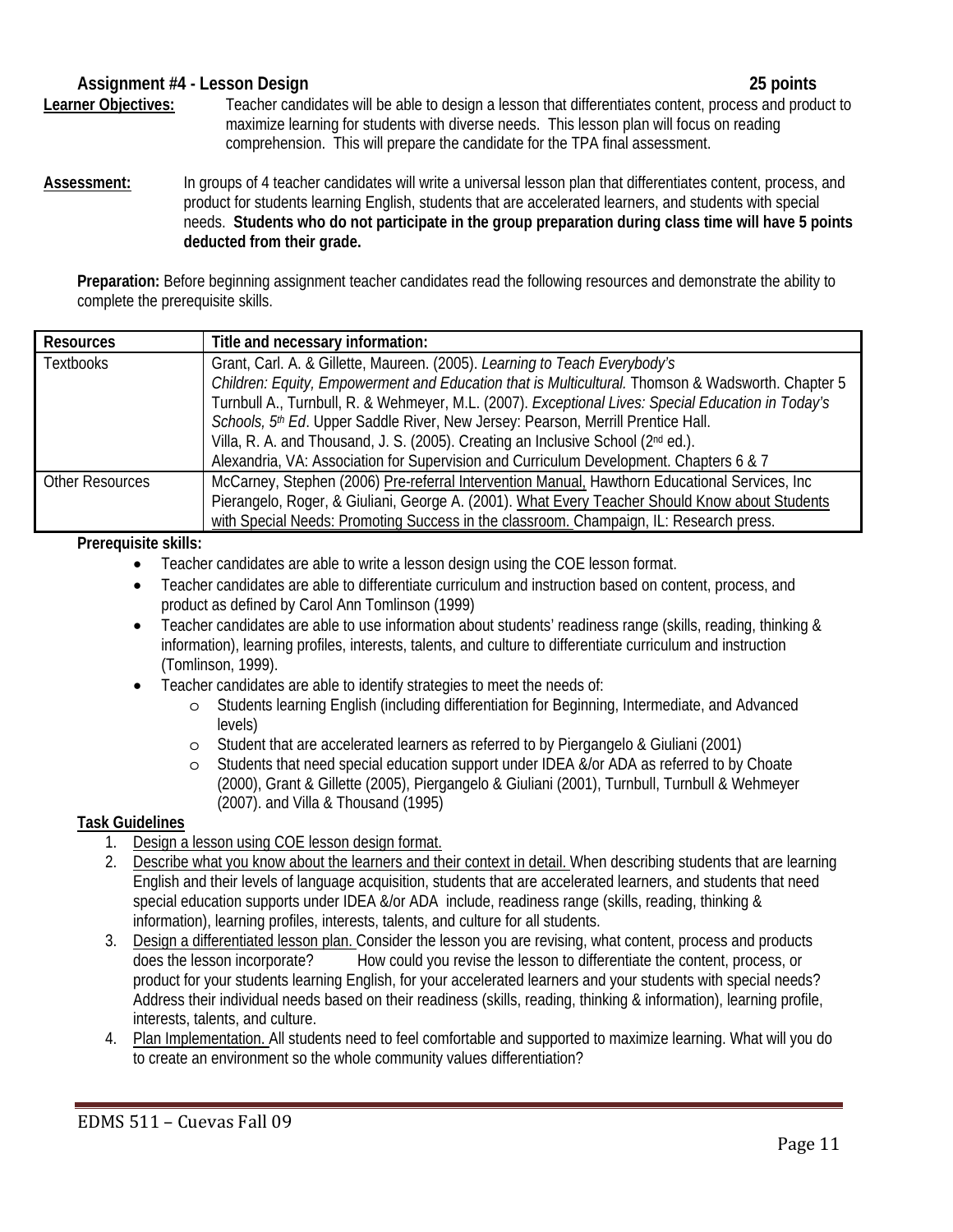### Assignment #4 - Lesson Design 25 points

**Learner Objectives:** Teacher candidates will be able to design a lesson that differentiates content, process and product to maximize learning for students with diverse needs. This lesson plan will focus on reading comprehension. This will prepare the candidate for the TPA final assessment.

**Assessment:** In groups of 4 teacher candidates will write a universal lesson plan that differentiates content, process, and product for students learning English, students that are accelerated learners, and students with special needs. **Students who do not participate in the group preparation during class time will have 5 points deducted from their grade.**

**Preparation:** Before beginning assignment teacher candidates read the following resources and demonstrate the ability to complete the prerequisite skills.

| Resources | Title and necessary information: |
|---|---|
| Textbooks | Grant, Carl. A. & Gillette, Maureen. (2005). *Learning to Teach Everybody's Children: Equity, Empowerment and Education that is Multicultural.* Thomson & Wadsworth. Chapter 5<br>Turnbull A., Turnbull, R. & Wehmeyer, M.L. (2007). *Exceptional Lives: Special Education in Today's Schools, 5th Ed*. Upper Saddle River, New Jersey: Pearson, Merrill Prentice Hall.<br>Villa, R. A. and Thousand, J. S. (2005). Creating an Inclusive School (2nd ed.).<br>Alexandria, VA: Association for Supervision and Curriculum Development. Chapters 6 & 7 |
| Other Resources | McCarney, Stephen (2006) Pre-referral Intervention Manual, Hawthorn Educational Services, Inc<br>Pierangelo, Roger, & Giuliani, George A. (2001). What Every Teacher Should Know about Students with Special Needs: Promoting Success in the classroom. Champaign, IL: Research press. |

**Prerequisite skills:**

- Teacher candidates are able to write a lesson design using the COE lesson format.
- Teacher candidates are able to differentiate curriculum and instruction based on content, process, and product as defined by Carol Ann Tomlinson (1999)
- Teacher candidates are able to use information about students' readiness range (skills, reading, thinking & information), learning profiles, interests, talents, and culture to differentiate curriculum and instruction (Tomlinson, 1999).
- Teacher candidates are able to identify strategies to meet the needs of:
  - Students learning English (including differentiation for Beginning, Intermediate, and Advanced levels)
  - Student that are accelerated learners as referred to by Piergangelo & Giuliani (2001)
  - Students that need special education support under IDEA &/or ADA as referred to by Choate (2000), Grant & Gillette (2005), Piergangelo & Giuliani (2001), Turnbull, Turnbull & Wehmeyer (2007). and Villa & Thousand (1995)

**Task Guidelines**

1. Design a lesson using COE lesson design format.
2. Describe what you know about the learners and their context in detail. When describing students that are learning English and their levels of language acquisition, students that are accelerated learners, and students that need special education supports under IDEA &/or ADA include, readiness range (skills, reading, thinking & information), learning profiles, interests, talents, and culture for all students.
3. Design a differentiated lesson plan. Consider the lesson you are revising, what content, process and products does the lesson incorporate? How could you revise the lesson to differentiate the content, process, or product for your students learning English, for your accelerated learners and your students with special needs? Address their individual needs based on their readiness (skills, reading, thinking & information), learning profile, interests, talents, and culture.
4. Plan Implementation. All students need to feel comfortable and supported to maximize learning. What will you do to create an environment so the whole community values differentiation?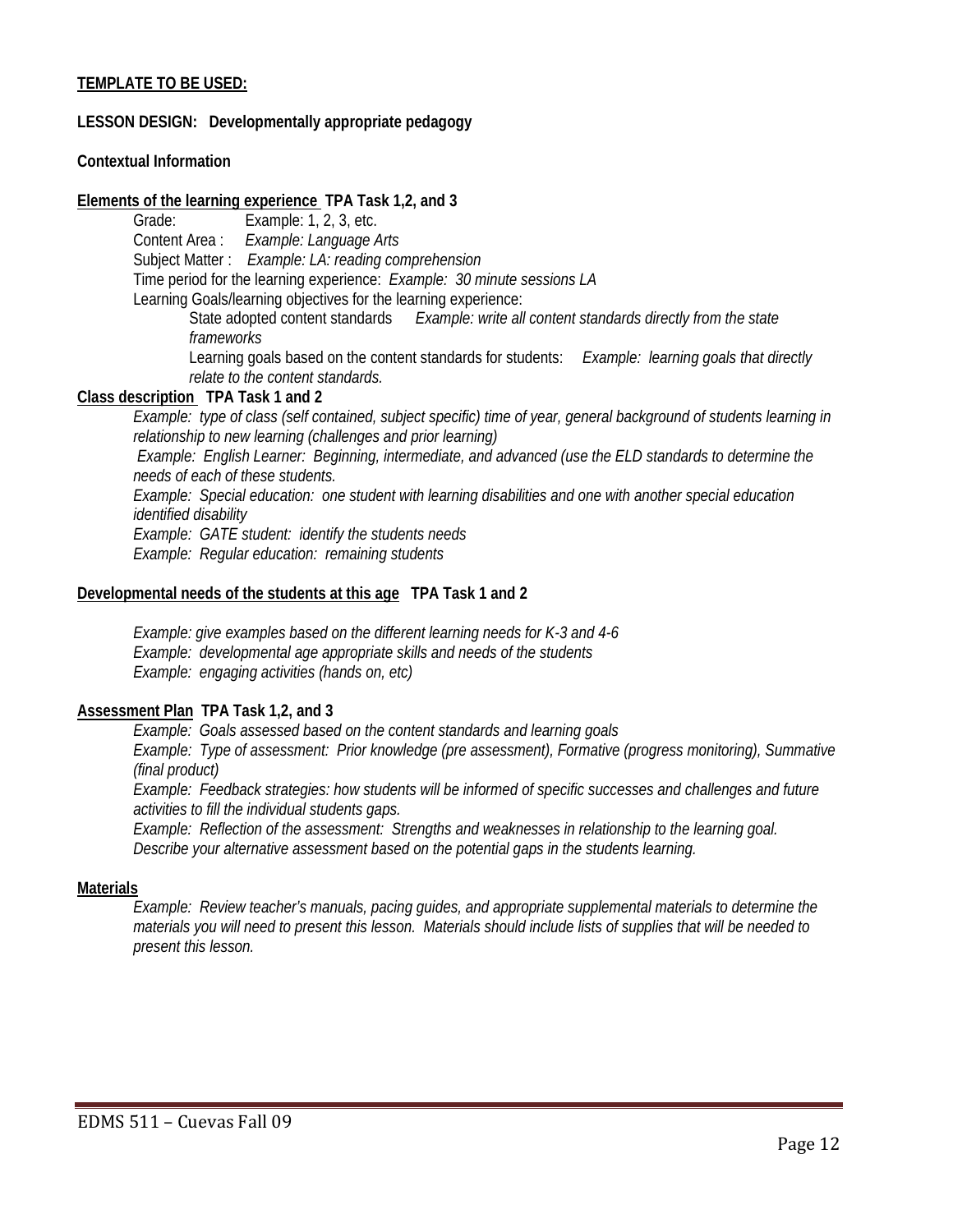**<u>TEMPLATE TO BE USED:</u>**

**LESSON DESIGN: Developmentally appropriate pedagogy**

**Contextual Information**

**<u>Elements of the learning experience</u> TPA Task 1,2, and 3**

Grade: Example: 1, 2, 3, etc.

Content Area : *Example: Language Arts*

Subject Matter : *Example: LA: reading comprehension*

Time period for the learning experience: *Example: 30 minute sessions LA*

Learning Goals/learning objectives for the learning experience:

> State adopted content standards *Example: write all content standards directly from the state frameworks*
>
> Learning goals based on the content standards for students: *Example: learning goals that directly relate to the content standards.*

**<u>Class description</u> TPA Task 1 and 2**

*Example: type of class (self contained, subject specific) time of year, general background of students learning in relationship to new learning (challenges and prior learning)*

*Example: English Learner: Beginning, intermediate, and advanced (use the ELD standards to determine the needs of each of these students.*

*Example: Special education: one student with learning disabilities and one with another special education identified disability*

*Example: GATE student: identify the students needs*

*Example: Regular education: remaining students*

**<u>Developmental needs of the students at this age</u> TPA Task 1 and 2**

*Example: give examples based on the different learning needs for K-3 and 4-6*

*Example: developmental age appropriate skills and needs of the students*

*Example: engaging activities (hands on, etc)*

**<u>Assessment Plan</u> TPA Task 1,2, and 3**

*Example: Goals assessed based on the content standards and learning goals*

*Example: Type of assessment: Prior knowledge (pre assessment), Formative (progress monitoring), Summative (final product)*

*Example: Feedback strategies: how students will be informed of specific successes and challenges and future activities to fill the individual students gaps.*

*Example: Reflection of the assessment: Strengths and weaknesses in relationship to the learning goal. Describe your alternative assessment based on the potential gaps in the students learning.*

**<u>Materials</u>**

*Example: Review teacher's manuals, pacing guides, and appropriate supplemental materials to determine the materials you will need to present this lesson. Materials should include lists of supplies that will be needed to present this lesson.*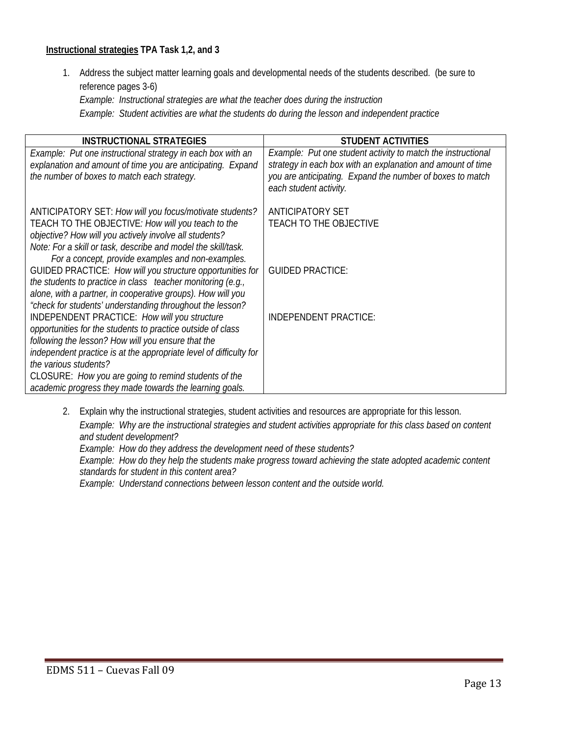**<u>Instructional strategies</u> TPA Task 1,2, and 3**

1. Address the subject matter learning goals and developmental needs of the students described. (be sure to reference pages 3-6)
   *Example: Instructional strategies are what the teacher does during the instruction*
   *Example: Student activities are what the students do during the lesson and independent practice*

| INSTRUCTIONAL STRATEGIES | STUDENT ACTIVITIES |
|---|---|
| *Example: Put one instructional strategy in each box with an explanation and amount of time you are anticipating. Expand the number of boxes to match each strategy.* | *Example: Put one student activity to match the instructional strategy in each box with an explanation and amount of time you are anticipating. Expand the number of boxes to match each student activity.* |
| ANTICIPATORY SET: *How will you focus/motivate students?*<br>TEACH TO THE OBJECTIVE*: How will you teach to the objective? How will you actively involve all students?*<br>*Note: For a skill or task, describe and model the skill/task. For a concept, provide examples and non-examples.* | ANTICIPATORY SET<br>TEACH TO THE OBJECTIVE |
| GUIDED PRACTICE: *How will you structure opportunities for the students to practice in class teacher monitoring (e.g., alone, with a partner, in cooperative groups). How will you "check for students' understanding throughout the lesson?* | GUIDED PRACTICE: |
| INDEPENDENT PRACTICE: *How will you structure opportunities for the students to practice outside of class following the lesson? How will you ensure that the independent practice is at the appropriate level of difficulty for the various students?*<br>CLOSURE: *How you are going to remind students of the academic progress they made towards the learning goals.* | INDEPENDENT PRACTICE: |

2. Explain why the instructional strategies, student activities and resources are appropriate for this lesson.
   *Example: Why are the instructional strategies and student activities appropriate for this class based on content and student development?*
   *Example: How do they address the development need of these students?*
   *Example: How do they help the students make progress toward achieving the state adopted academic content standards for student in this content area?*
   *Example: Understand connections between lesson content and the outside world.*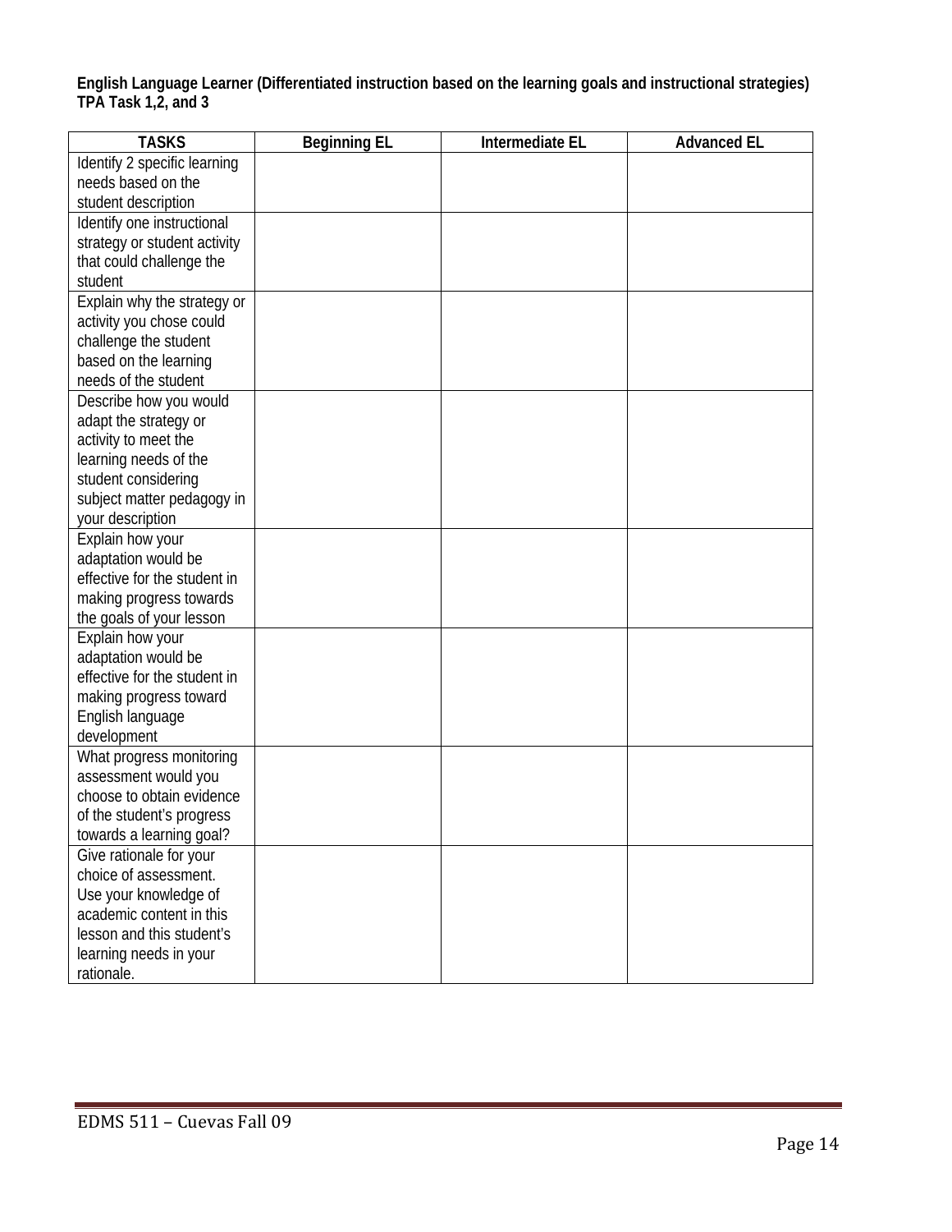**English Language Learner (Differentiated instruction based on the learning goals and instructional strategies) TPA Task 1,2, and 3**

| TASKS | Beginning EL | Intermediate EL | Advanced EL |
|---|---|---|---|
| Identify 2 specific learning needs based on the student description | | | |
| Identify one instructional strategy or student activity that could challenge the student | | | |
| Explain why the strategy or activity you chose could challenge the student based on the learning needs of the student | | | |
| Describe how you would adapt the strategy or activity to meet the learning needs of the student considering subject matter pedagogy in your description | | | |
| Explain how your adaptation would be effective for the student in making progress towards the goals of your lesson | | | |
| Explain how your adaptation would be effective for the student in making progress toward English language development | | | |
| What progress monitoring assessment would you choose to obtain evidence of the student's progress towards a learning goal? | | | |
| Give rationale for your choice of assessment. Use your knowledge of academic content in this lesson and this student's learning needs in your rationale. | | | |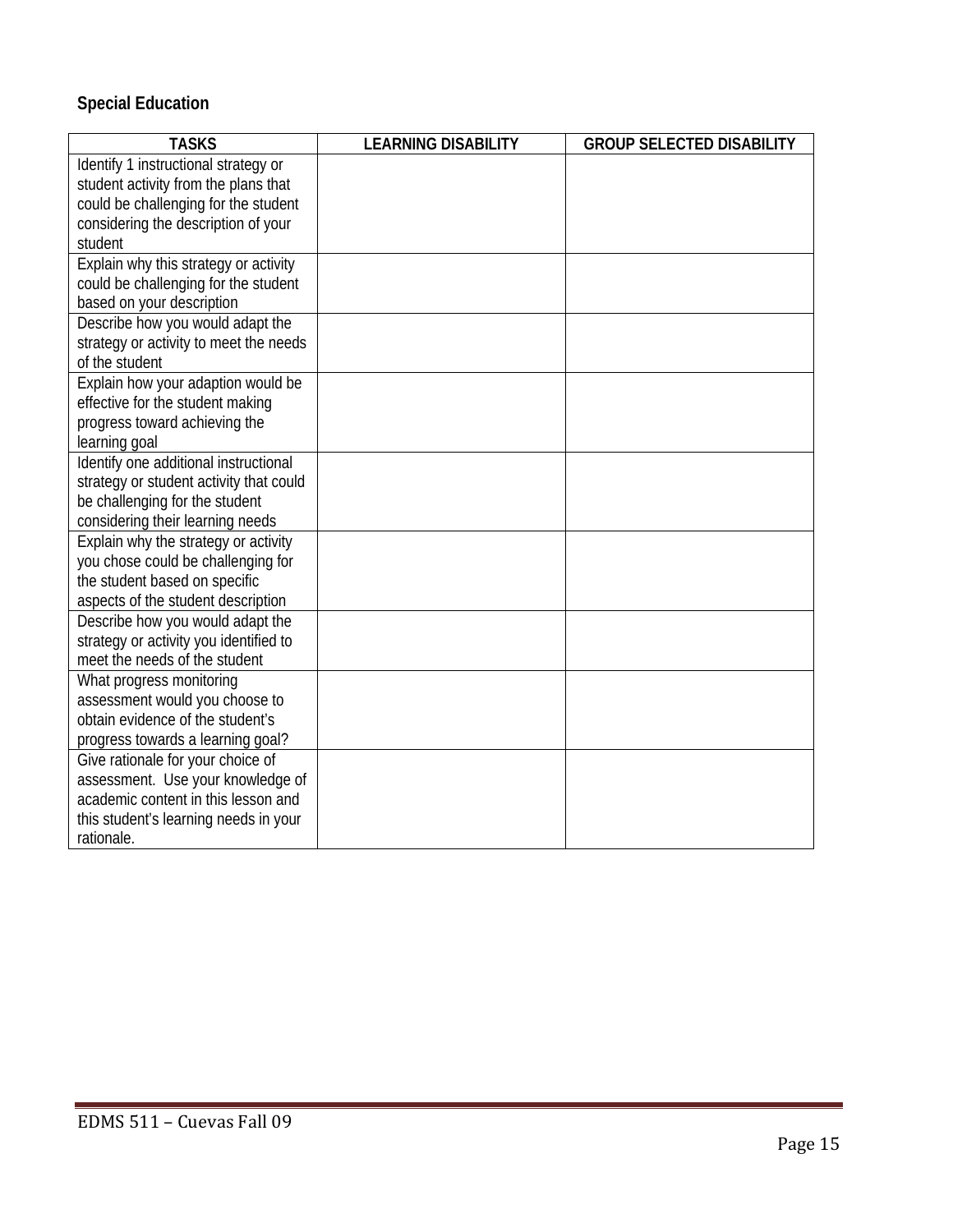## Special Education

| TASKS | LEARNING DISABILITY | GROUP SELECTED DISABILITY |
|---|---|---|
| Identify 1 instructional strategy or student activity from the plans that could be challenging for the student considering the description of your student | | |
| Explain why this strategy or activity could be challenging for the student based on your description | | |
| Describe how you would adapt the strategy or activity to meet the needs of the student | | |
| Explain how your adaption would be effective for the student making progress toward achieving the learning goal | | |
| Identify one additional instructional strategy or student activity that could be challenging for the student considering their learning needs | | |
| Explain why the strategy or activity you chose could be challenging for the student based on specific aspects of the student description | | |
| Describe how you would adapt the strategy or activity you identified to meet the needs of the student | | |
| What progress monitoring assessment would you choose to obtain evidence of the student's progress towards a learning goal? | | |
| Give rationale for your choice of assessment. Use your knowledge of academic content in this lesson and this student's learning needs in your rationale. | | |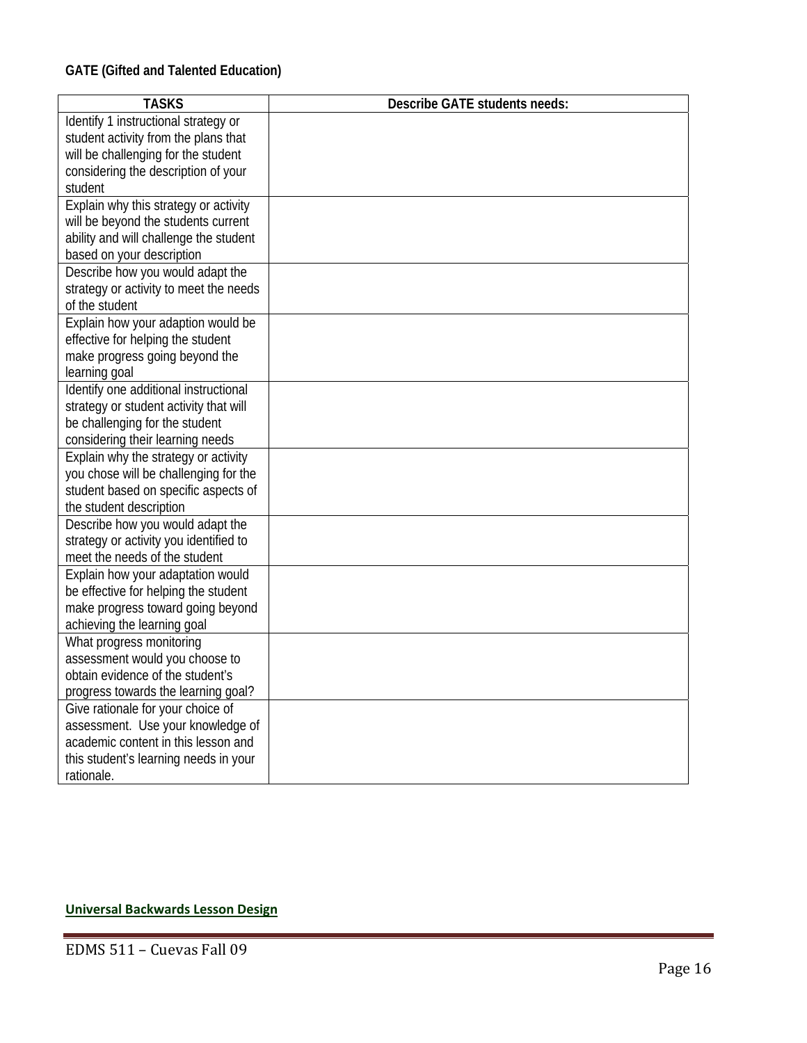**GATE (Gifted and Talented Education)**

| TASKS | Describe GATE students needs: |
|---|---|
| Identify 1 instructional strategy or student activity from the plans that will be challenging for the student considering the description of your student | |
| Explain why this strategy or activity will be beyond the students current ability and will challenge the student based on your description | |
| Describe how you would adapt the strategy or activity to meet the needs of the student | |
| Explain how your adaption would be effective for helping the student make progress going beyond the learning goal | |
| Identify one additional instructional strategy or student activity that will be challenging for the student considering their learning needs | |
| Explain why the strategy or activity you chose will be challenging for the student based on specific aspects of the student description | |
| Describe how you would adapt the strategy or activity you identified to meet the needs of the student | |
| Explain how your adaptation would be effective for helping the student make progress toward going beyond achieving the learning goal | |
| What progress monitoring assessment would you choose to obtain evidence of the student's progress towards the learning goal? | |
| Give rationale for your choice of assessment. Use your knowledge of academic content in this lesson and this student's learning needs in your rationale. | |

**Universal Backwards Lesson Design**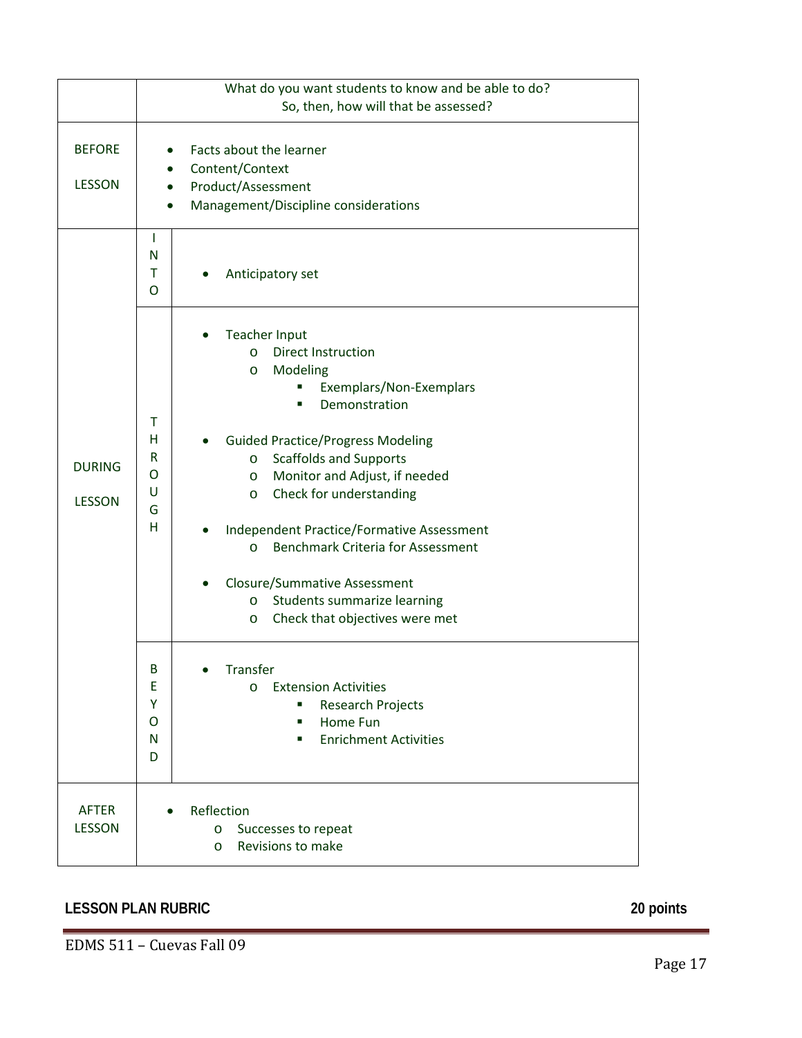| | | What do you want students to know and be able to do?<br>So, then, how will that be assessed? |
|---|---|---|
| BEFORE LESSON | | • Facts about the learner<br>• Content/Context<br>• Product/Assessment<br>• Management/Discipline considerations |
| DURING LESSON | INTO | • Anticipatory set |
| | THROUGH | • Teacher Input<br>&nbsp;&nbsp;o Direct Instruction<br>&nbsp;&nbsp;o Modeling<br>&nbsp;&nbsp;&nbsp;&nbsp;▪ Exemplars/Non-Exemplars<br>&nbsp;&nbsp;&nbsp;&nbsp;▪ Demonstration<br>• Guided Practice/Progress Modeling<br>&nbsp;&nbsp;o Scaffolds and Supports<br>&nbsp;&nbsp;o Monitor and Adjust, if needed<br>&nbsp;&nbsp;o Check for understanding<br>• Independent Practice/Formative Assessment<br>&nbsp;&nbsp;o Benchmark Criteria for Assessment<br>• Closure/Summative Assessment<br>&nbsp;&nbsp;o Students summarize learning<br>&nbsp;&nbsp;o Check that objectives were met |
| | BEYOND | • Transfer<br>&nbsp;&nbsp;o Extension Activities<br>&nbsp;&nbsp;&nbsp;&nbsp;▪ Research Projects<br>&nbsp;&nbsp;&nbsp;&nbsp;▪ Home Fun<br>&nbsp;&nbsp;&nbsp;&nbsp;▪ Enrichment Activities |
| AFTER LESSON | | • Reflection<br>&nbsp;&nbsp;o Successes to repeat<br>&nbsp;&nbsp;o Revisions to make |

## LESSON PLAN RUBRIC 20 points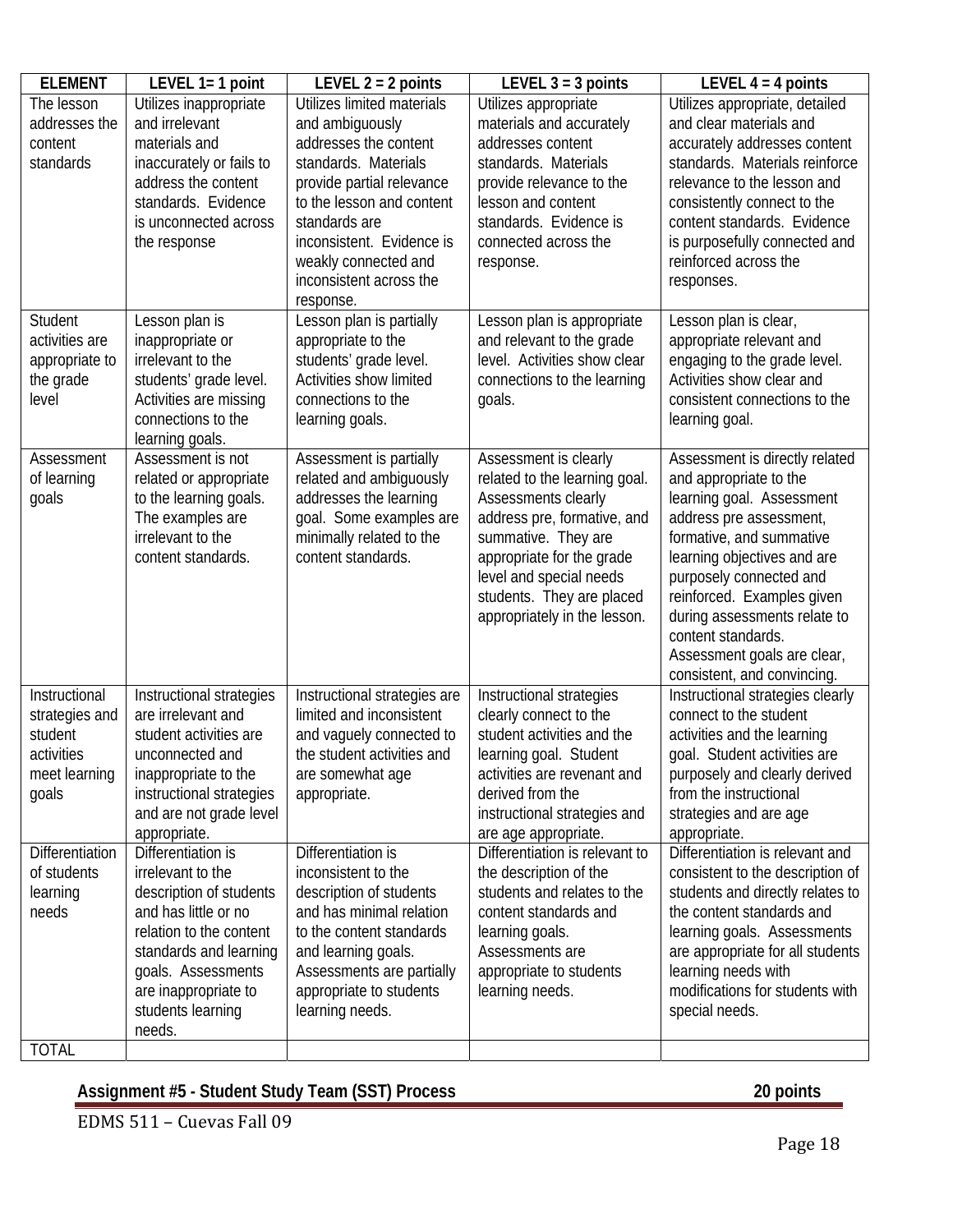| ELEMENT | LEVEL 1= 1 point | LEVEL 2 = 2 points | LEVEL 3 = 3 points | LEVEL 4 = 4 points |
|---|---|---|---|---|
| The lesson addresses the content standards | Utilizes inappropriate and irrelevant materials and inaccurately or fails to address the content standards. Evidence is unconnected across the response | Utilizes limited materials and ambiguously addresses the content standards. Materials provide partial relevance to the lesson and content standards are inconsistent. Evidence is weakly connected and inconsistent across the response. | Utilizes appropriate materials and accurately addresses content standards. Materials provide relevance to the lesson and content standards. Evidence is connected across the response. | Utilizes appropriate, detailed and clear materials and accurately addresses content standards. Materials reinforce relevance to the lesson and consistently connect to the content standards. Evidence is purposefully connected and reinforced across the responses. |
| Student activities are appropriate to the grade level | Lesson plan is inappropriate or irrelevant to the students' grade level. Activities are missing connections to the learning goals. | Lesson plan is partially appropriate to the students' grade level. Activities show limited connections to the learning goals. | Lesson plan is appropriate and relevant to the grade level. Activities show clear connections to the learning goals. | Lesson plan is clear, appropriate relevant and engaging to the grade level. Activities show clear and consistent connections to the learning goal. |
| Assessment of learning goals | Assessment is not related or appropriate to the learning goals. The examples are irrelevant to the content standards. | Assessment is partially related and ambiguously addresses the learning goal. Some examples are minimally related to the content standards. | Assessment is clearly related to the learning goal. Assessments clearly address pre, formative, and summative. They are appropriate for the grade level and special needs students. They are placed appropriately in the lesson. | Assessment is directly related and appropriate to the learning goal. Assessment address pre assessment, formative, and summative learning objectives and are purposely connected and reinforced. Examples given during assessments relate to content standards. Assessment goals are clear, consistent, and convincing. |
| Instructional strategies and student activities meet learning goals | Instructional strategies are irrelevant and student activities are unconnected and inappropriate to the instructional strategies and are not grade level appropriate. | Instructional strategies are limited and inconsistent and vaguely connected to the student activities and are somewhat age appropriate. | Instructional strategies clearly connect to the student activities and the learning goal. Student activities are revenant and derived from the instructional strategies and are age appropriate. | Instructional strategies clearly connect to the student activities and the learning goal. Student activities are purposely and clearly derived from the instructional strategies and are age appropriate. |
| Differentiation of students learning needs | Differentiation is irrelevant to the description of students and has little or no relation to the content standards and learning goals. Assessments are inappropriate to students learning needs. | Differentiation is inconsistent to the description of students and has minimal relation to the content standards and learning goals. Assessments are partially appropriate to students learning needs. | Differentiation is relevant to the description of the students and relates to the content standards and learning goals. Assessments are appropriate to students learning needs. | Differentiation is relevant and consistent to the description of students and directly relates to the content standards and learning goals. Assessments are appropriate for all students learning needs with modifications for students with special needs. |
| TOTAL | | | | |

**Assignment #5 - Student Study Team (SST) Process** **20 points**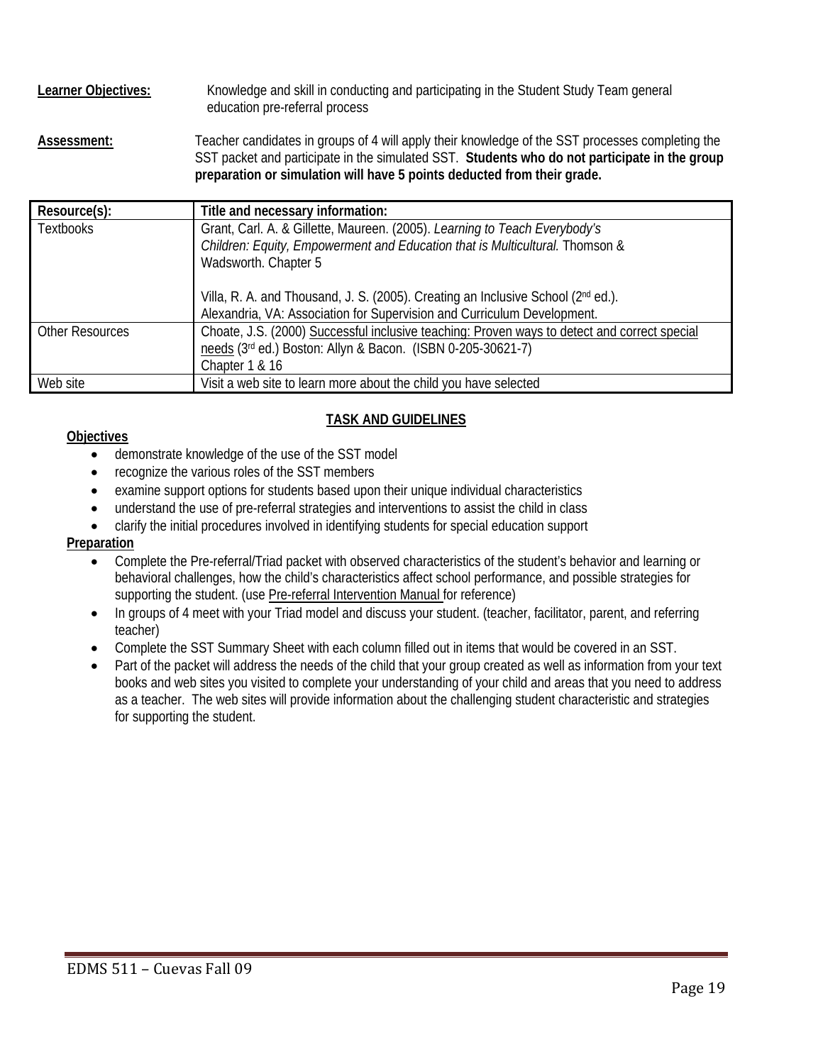**Learner Objectives:** Knowledge and skill in conducting and participating in the Student Study Team general education pre-referral process

**Assessment:** Teacher candidates in groups of 4 will apply their knowledge of the SST processes completing the SST packet and participate in the simulated SST. **Students who do not participate in the group preparation or simulation will have 5 points deducted from their grade.**

| Resource(s): | Title and necessary information: |
|---|---|
| Textbooks | Grant, Carl. A. & Gillette, Maureen. (2005). *Learning to Teach Everybody's Children: Equity, Empowerment and Education that is Multicultural.* Thomson & Wadsworth. Chapter 5<br><br>Villa, R. A. and Thousand, J. S. (2005). Creating an Inclusive School (2nd ed.). Alexandria, VA: Association for Supervision and Curriculum Development. |
| Other Resources | Choate, J.S. (2000) Successful inclusive teaching: Proven ways to detect and correct special needs (3rd ed.) Boston: Allyn & Bacon. (ISBN 0-205-30621-7)<br>Chapter 1 & 16 |
| Web site | Visit a web site to learn more about the child you have selected |

## TASK AND GUIDELINES

**Objectives**

- demonstrate knowledge of the use of the SST model
- recognize the various roles of the SST members
- examine support options for students based upon their unique individual characteristics
- understand the use of pre-referral strategies and interventions to assist the child in class
- clarify the initial procedures involved in identifying students for special education support

**Preparation**

- Complete the Pre-referral/Triad packet with observed characteristics of the student's behavior and learning or behavioral challenges, how the child's characteristics affect school performance, and possible strategies for supporting the student. (use Pre-referral Intervention Manual for reference)
- In groups of 4 meet with your Triad model and discuss your student. (teacher, facilitator, parent, and referring teacher)
- Complete the SST Summary Sheet with each column filled out in items that would be covered in an SST.
- Part of the packet will address the needs of the child that your group created as well as information from your text books and web sites you visited to complete your understanding of your child and areas that you need to address as a teacher. The web sites will provide information about the challenging student characteristic and strategies for supporting the student.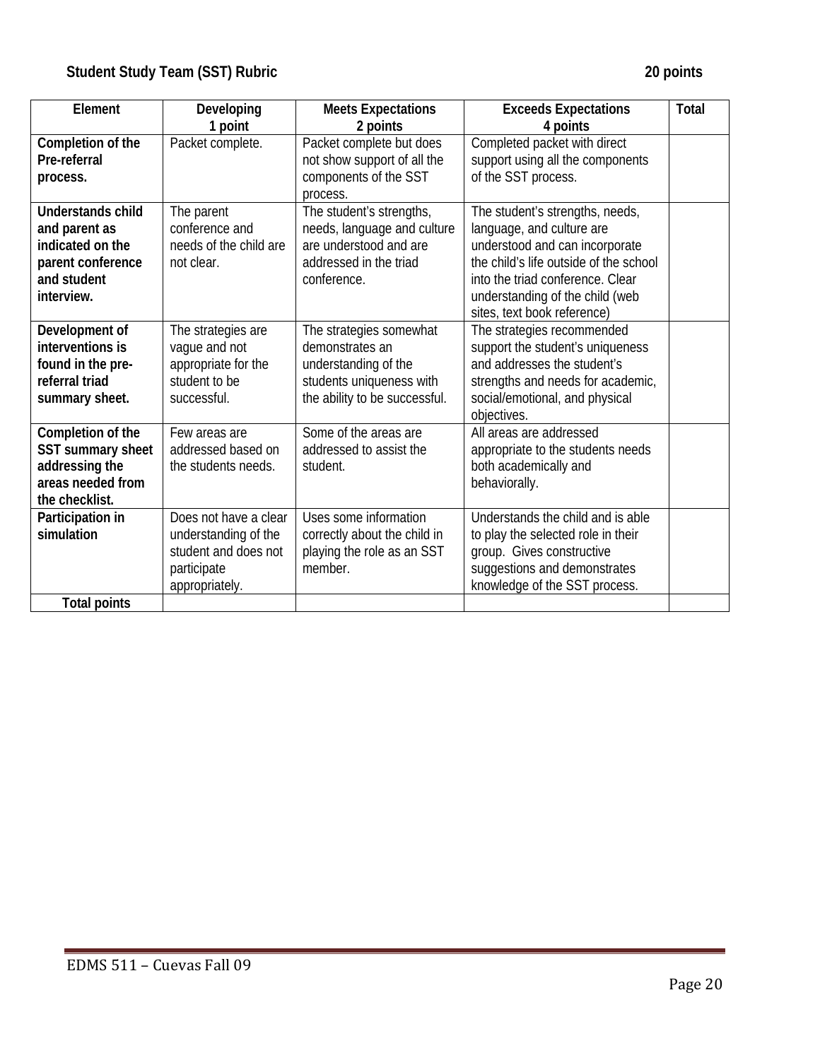**Student Study Team (SST) Rubric** **20 points**

| Element | Developing<br>1 point | Meets Expectations<br>2 points | Exceeds Expectations<br>4 points | Total |
|---|---|---|---|---|
| **Completion of the Pre-referral process.** | Packet complete. | Packet complete but does not show support of all the components of the SST process. | Completed packet with direct support using all the components of the SST process. | |
| **Understands child and parent as indicated on the parent conference and student interview.** | The parent conference and needs of the child are not clear. | The student's strengths, needs, language and culture are understood and are addressed in the triad conference. | The student's strengths, needs, language, and culture are understood and can incorporate the child's life outside of the school into the triad conference. Clear understanding of the child (web sites, text book reference) | |
| **Development of interventions is found in the pre-referral triad summary sheet.** | The strategies are vague and not appropriate for the student to be successful. | The strategies somewhat demonstrates an understanding of the students uniqueness with the ability to be successful. | The strategies recommended support the student's uniqueness and addresses the student's strengths and needs for academic, social/emotional, and physical objectives. | |
| **Completion of the SST summary sheet addressing the areas needed from the checklist.** | Few areas are addressed based on the students needs. | Some of the areas are addressed to assist the student. | All areas are addressed appropriate to the students needs both academically and behaviorally. | |
| **Participation in simulation** | Does not have a clear understanding of the student and does not participate appropriately. | Uses some information correctly about the child in playing the role as an SST member. | Understands the child and is able to play the selected role in their group. Gives constructive suggestions and demonstrates knowledge of the SST process. | |
| **Total points** | | | | |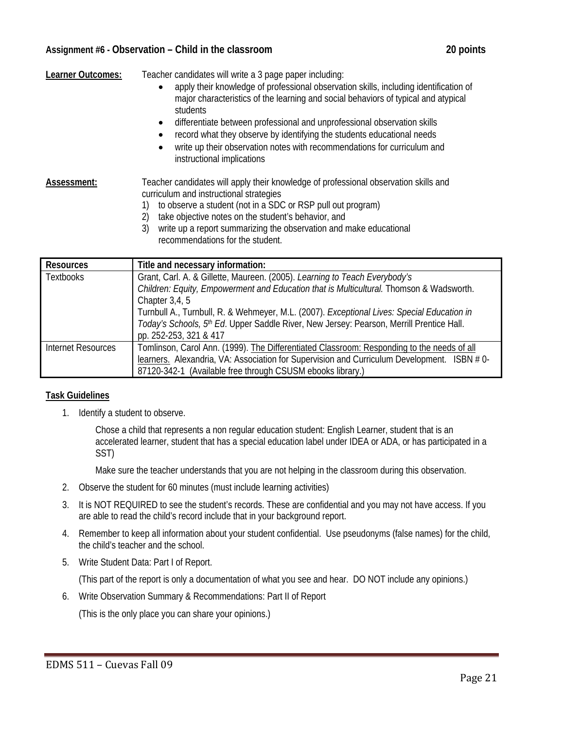## Assignment #6 - Observation – Child in the classroom 20 points

**Learner Outcomes:** Teacher candidates will write a 3 page paper including:

- apply their knowledge of professional observation skills, including identification of major characteristics of the learning and social behaviors of typical and atypical students
- differentiate between professional and unprofessional observation skills
- record what they observe by identifying the students educational needs
- write up their observation notes with recommendations for curriculum and instructional implications

**Assessment:** Teacher candidates will apply their knowledge of professional observation skills and curriculum and instructional strategies

1) to observe a student (not in a SDC or RSP pull out program)
2) take objective notes on the student's behavior, and
3) write up a report summarizing the observation and make educational recommendations for the student.

| Resources | Title and necessary information: |
|---|---|
| Textbooks | Grant, Carl. A. & Gillette, Maureen. (2005). *Learning to Teach Everybody's Children: Equity, Empowerment and Education that is Multicultural.* Thomson & Wadsworth. Chapter 3,4, 5<br>Turnbull A., Turnbull, R. & Wehmeyer, M.L. (2007). *Exceptional Lives: Special Education in Today's Schools, 5th Ed*. Upper Saddle River, New Jersey: Pearson, Merrill Prentice Hall. pp. 252-253, 321 & 417 |
| Internet Resources | Tomlinson, Carol Ann. (1999). The Differentiated Classroom: Responding to the needs of all learners. Alexandria, VA: Association for Supervision and Curriculum Development. ISBN # 0-87120-342-1 (Available free through CSUSM ebooks library.) |

### Task Guidelines

1. Identify a student to observe.

   Chose a child that represents a non regular education student: English Learner, student that is an accelerated learner, student that has a special education label under IDEA or ADA, or has participated in a SST)

   Make sure the teacher understands that you are not helping in the classroom during this observation.

2. Observe the student for 60 minutes (must include learning activities)

3. It is NOT REQUIRED to see the student's records. These are confidential and you may not have access. If you are able to read the child's record include that in your background report.

4. Remember to keep all information about your student confidential. Use pseudonyms (false names) for the child, the child's teacher and the school.

5. Write Student Data: Part I of Report.

   (This part of the report is only a documentation of what you see and hear. DO NOT include any opinions.)

6. Write Observation Summary & Recommendations: Part II of Report

   (This is the only place you can share your opinions.)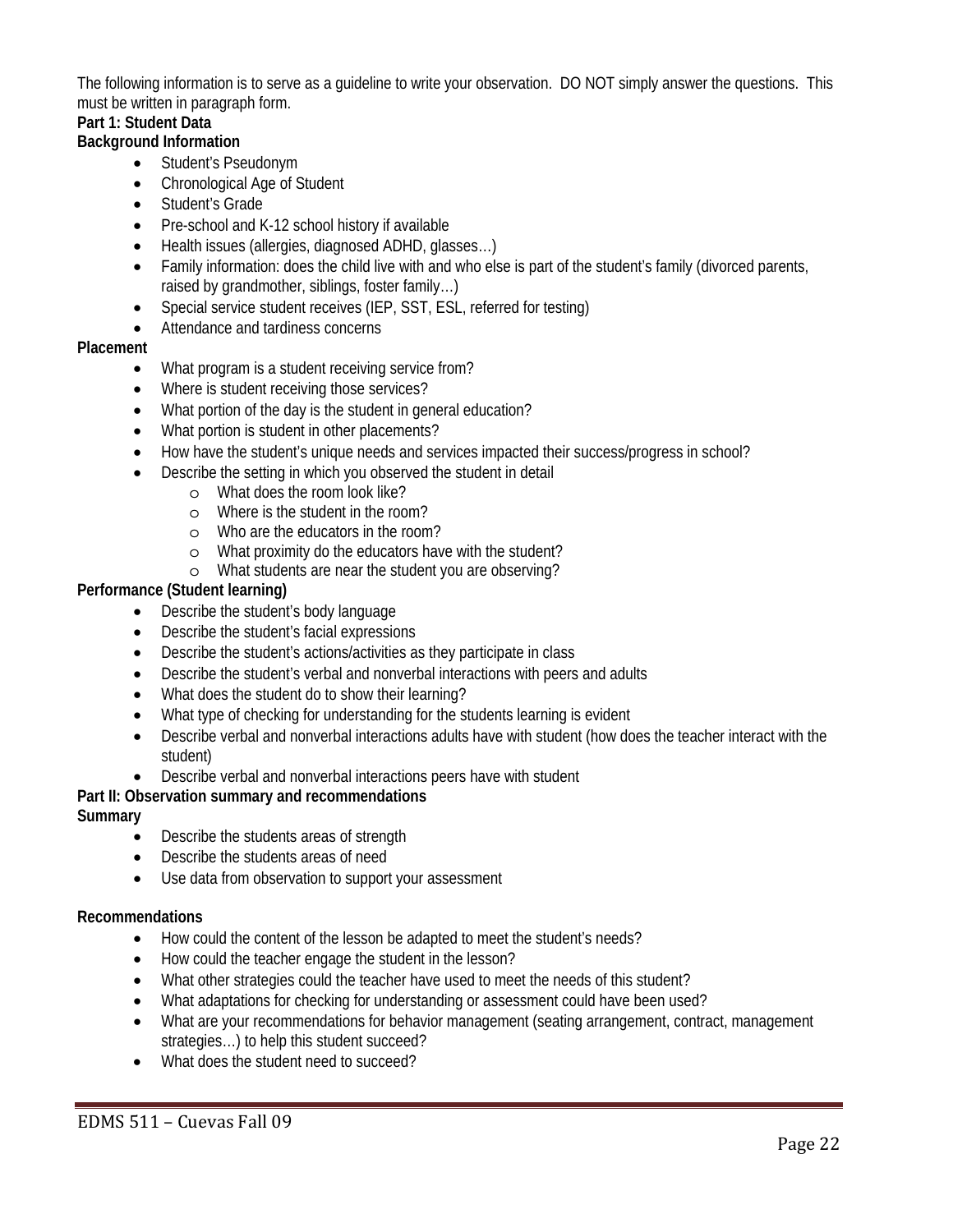The following information is to serve as a guideline to write your observation. DO NOT simply answer the questions. This must be written in paragraph form.

**Part 1: Student Data**

**Background Information**

- Student's Pseudonym
- Chronological Age of Student
- Student's Grade
- Pre-school and K-12 school history if available
- Health issues (allergies, diagnosed ADHD, glasses…)
- Family information: does the child live with and who else is part of the student's family (divorced parents, raised by grandmother, siblings, foster family…)
- Special service student receives (IEP, SST, ESL, referred for testing)
- Attendance and tardiness concerns

**Placement**

- What program is a student receiving service from?
- Where is student receiving those services?
- What portion of the day is the student in general education?
- What portion is student in other placements?
- How have the student's unique needs and services impacted their success/progress in school?
- Describe the setting in which you observed the student in detail
  - What does the room look like?
  - Where is the student in the room?
  - Who are the educators in the room?
  - What proximity do the educators have with the student?
  - What students are near the student you are observing?

**Performance (Student learning)**

- Describe the student's body language
- Describe the student's facial expressions
- Describe the student's actions/activities as they participate in class
- Describe the student's verbal and nonverbal interactions with peers and adults
- What does the student do to show their learning?
- What type of checking for understanding for the students learning is evident
- Describe verbal and nonverbal interactions adults have with student (how does the teacher interact with the student)
- Describe verbal and nonverbal interactions peers have with student

**Part II: Observation summary and recommendations**

**Summary**

- Describe the students areas of strength
- Describe the students areas of need
- Use data from observation to support your assessment

**Recommendations**

- How could the content of the lesson be adapted to meet the student's needs?
- How could the teacher engage the student in the lesson?
- What other strategies could the teacher have used to meet the needs of this student?
- What adaptations for checking for understanding or assessment could have been used?
- What are your recommendations for behavior management (seating arrangement, contract, management strategies…) to help this student succeed?
- What does the student need to succeed?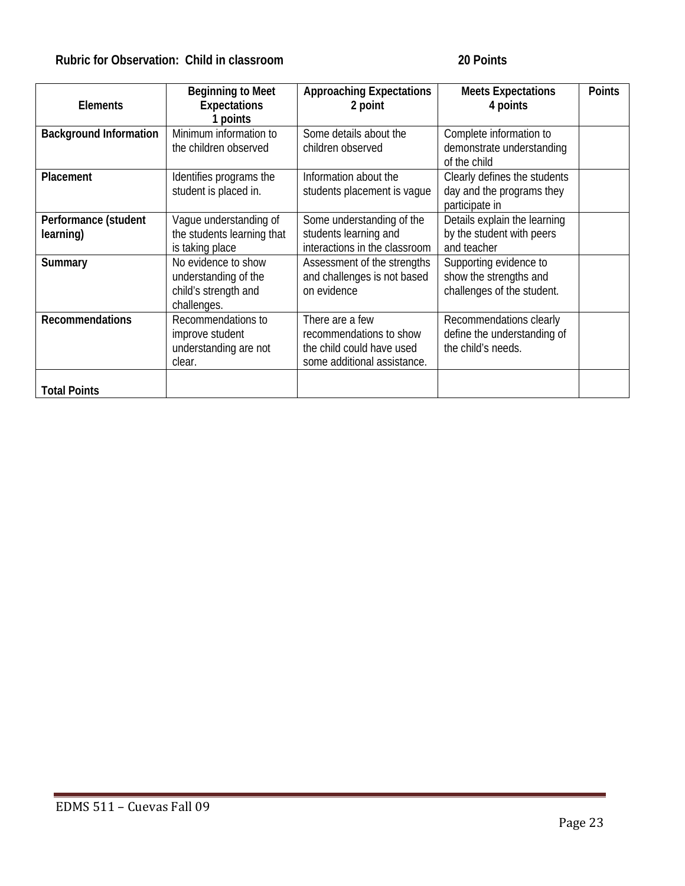**Rubric for Observation: Child in classroom 20 Points**

| Elements | Beginning to Meet Expectations 1 points | Approaching Expectations 2 point | Meets Expectations 4 points | Points |
|---|---|---|---|---|
| **Background Information** | Minimum information to the children observed | Some details about the children observed | Complete information to demonstrate understanding of the child | |
| **Placement** | Identifies programs the student is placed in. | Information about the students placement is vague | Clearly defines the students day and the programs they participate in | |
| **Performance (student learning)** | Vague understanding of the students learning that is taking place | Some understanding of the students learning and interactions in the classroom | Details explain the learning by the student with peers and teacher | |
| **Summary** | No evidence to show understanding of the child's strength and challenges. | Assessment of the strengths and challenges is not based on evidence | Supporting evidence to show the strengths and challenges of the student. | |
| **Recommendations** | Recommendations to improve student understanding are not clear. | There are a few recommendations to show the child could have used some additional assistance. | Recommendations clearly define the understanding of the child's needs. | |
| **Total Points** | | | | |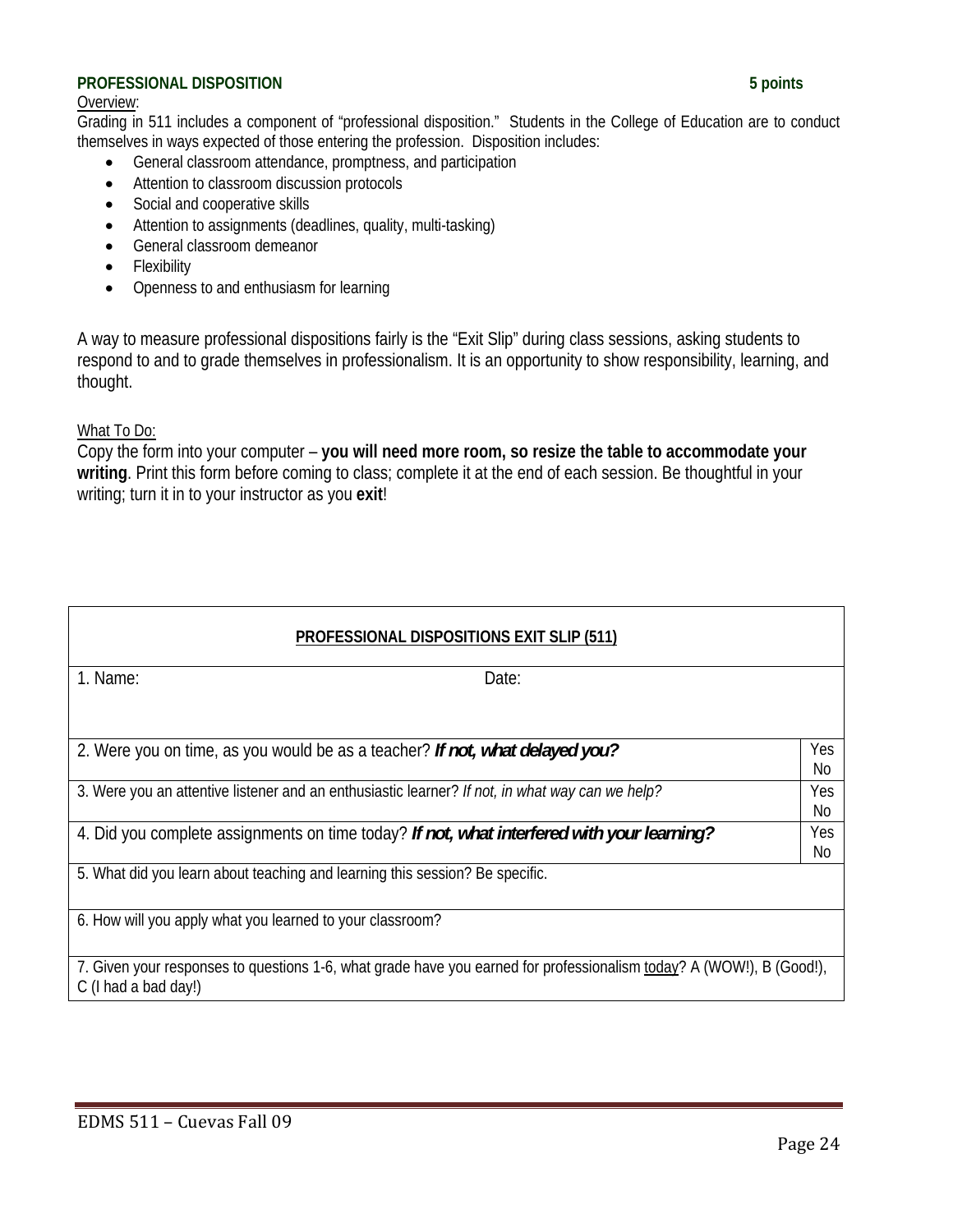**PROFESSIONAL DISPOSITION** **5 points**

Overview:

Grading in 511 includes a component of "professional disposition." Students in the College of Education are to conduct themselves in ways expected of those entering the profession. Disposition includes:

- General classroom attendance, promptness, and participation
- Attention to classroom discussion protocols
- Social and cooperative skills
- Attention to assignments (deadlines, quality, multi-tasking)
- General classroom demeanor
- Flexibility
- Openness to and enthusiasm for learning

A way to measure professional dispositions fairly is the "Exit Slip" during class sessions, asking students to respond to and to grade themselves in professionalism. It is an opportunity to show responsibility, learning, and thought.

What To Do:

Copy the form into your computer – **you will need more room, so resize the table to accommodate your writing**. Print this form before coming to class; complete it at the end of each session. Be thoughtful in your writing; turn it in to your instructor as you **exit**!

| **PROFESSIONAL DISPOSITIONS EXIT SLIP (511)** | |
|---|---|
| 1. Name: Date: | |
| 2. Were you on time, as you would be as a teacher? ***If not, what delayed you?*** | Yes No |
| 3. Were you an attentive listener and an enthusiastic learner? *If not, in what way can we help?* | Yes No |
| 4. Did you complete assignments on time today? ***If not, what interfered with your learning?*** | Yes No |
| 5. What did you learn about teaching and learning this session? Be specific. | |
| 6. How will you apply what you learned to your classroom? | |
| 7. Given your responses to questions 1-6, what grade have you earned for professionalism today? A (WOW!), B (Good!), C (I had a bad day!) | |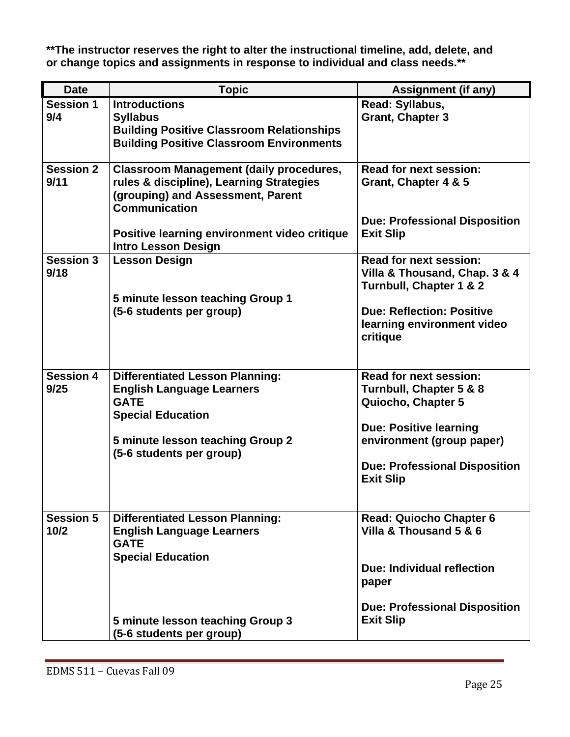**\*\*The instructor reserves the right to alter the instructional timeline, add, delete, and or change topics and assignments in response to individual and class needs.\*\***

| Date | Topic | Assignment (if any) |
|---|---|---|
| **Session 1 9/4** | **Introductions**<br>**Syllabus**<br>**Building Positive Classroom Relationships**<br>**Building Positive Classroom Environments** | **Read: Syllabus,**<br>**Grant, Chapter 3** |
| **Session 2 9/11** | **Classroom Management (daily procedures, rules & discipline), Learning Strategies (grouping) and Assessment, Parent Communication**<br><br>**Positive learning environment video critique**<br>**Intro Lesson Design** | **Read for next session:**<br>**Grant, Chapter 4 & 5**<br><br>**Due: Professional Disposition Exit Slip** |
| **Session 3 9/18** | **Lesson Design**<br><br>**5 minute lesson teaching Group 1**<br>**(5-6 students per group)** | **Read for next session:**<br>**Villa & Thousand, Chap. 3 & 4**<br>**Turnbull, Chapter 1 & 2**<br><br>**Due: Reflection: Positive learning environment video critique** |
| **Session 4 9/25** | **Differentiated Lesson Planning:**<br>**English Language Learners**<br>**GATE**<br>**Special Education**<br><br>**5 minute lesson teaching Group 2**<br>**(5-6 students per group)** | **Read for next session:**<br>**Turnbull, Chapter 5 & 8**<br>**Quiocho, Chapter 5**<br><br>**Due: Positive learning environment (group paper)**<br><br>**Due: Professional Disposition Exit Slip** |
| **Session 5 10/2** | **Differentiated Lesson Planning:**<br>**English Language Learners**<br>**GATE**<br>**Special Education**<br><br>**5 minute lesson teaching Group 3**<br>**(5-6 students per group)** | **Read: Quiocho Chapter 6**<br>**Villa & Thousand 5 & 6**<br><br>**Due: Individual reflection paper**<br><br>**Due: Professional Disposition Exit Slip** |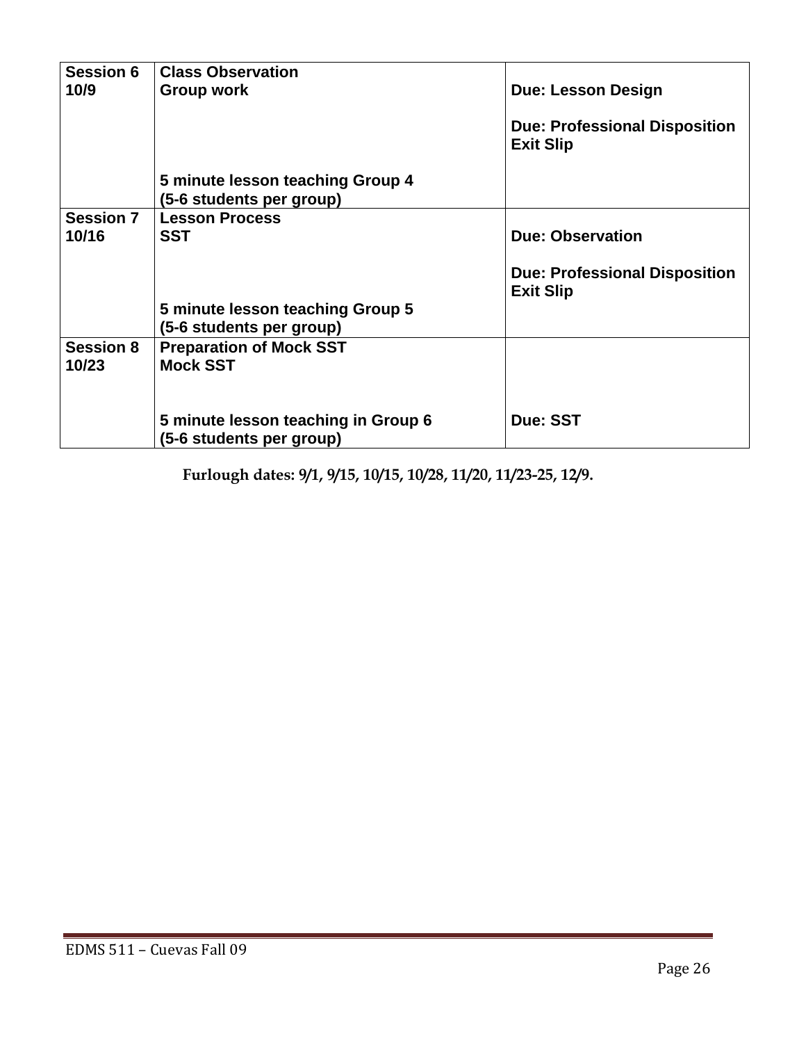| | | |
|---|---|---|
| **Session 6 10/9** | **Class Observation**<br>**Group work**<br><br>**5 minute lesson teaching Group 4 (5-6 students per group)** | **Due: Lesson Design**<br><br>**Due: Professional Disposition Exit Slip** |
| **Session 7 10/16** | **Lesson Process**<br>**SST**<br><br>**5 minute lesson teaching Group 5 (5-6 students per group)** | **Due: Observation**<br><br>**Due: Professional Disposition Exit Slip** |
| **Session 8 10/23** | **Preparation of Mock SST**<br>**Mock SST**<br><br>**5 minute lesson teaching in Group 6 (5-6 students per group)** | **Due: SST** |

**Furlough dates: 9/1, 9/15, 10/15, 10/28, 11/20, 11/23-25, 12/9.**